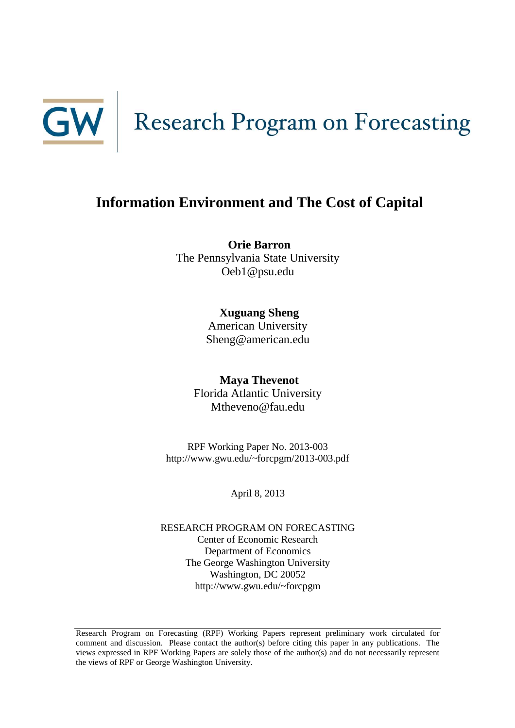GW | Research Program on Forecasting

# Information Environment and The Cost of Capital

**Orie Barron**
The Pennsylvania State University
Oeb1@psu.edu

**Xuguang Sheng**
American University
Sheng@american.edu

**Maya Thevenot**
Florida Atlantic University
Mtheveno@fau.edu

RPF Working Paper No. 2013-003
http://www.gwu.edu/~forcpgm/2013-003.pdf

April 8, 2013

RESEARCH PROGRAM ON FORECASTING
Center of Economic Research
Department of Economics
The George Washington University
Washington, DC 20052
http://www.gwu.edu/~forcpgm

---

Research Program on Forecasting (RPF) Working Papers represent preliminary work circulated for comment and discussion. Please contact the author(s) before citing this paper in any publications. The views expressed in RPF Working Papers are solely those of the author(s) and do not necessarily represent the views of RPF or George Washington University.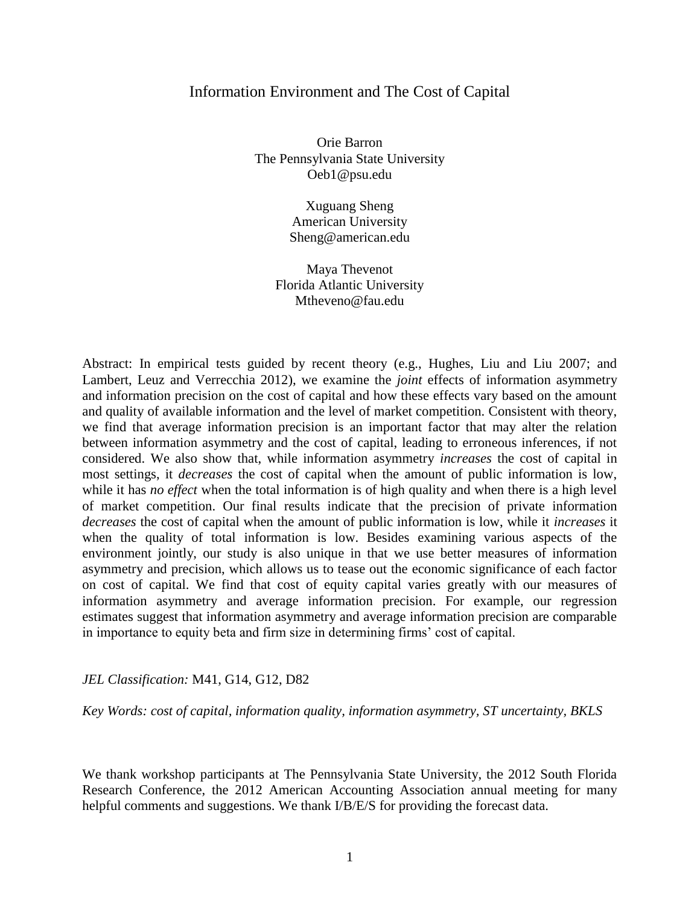# Information Environment and The Cost of Capital

Orie Barron
The Pennsylvania State University
Oeb1@psu.edu

Xuguang Sheng
American University
Sheng@american.edu

Maya Thevenot
Florida Atlantic University
Mtheveno@fau.edu

Abstract: In empirical tests guided by recent theory (e.g., Hughes, Liu and Liu 2007; and Lambert, Leuz and Verrecchia 2012), we examine the *joint* effects of information asymmetry and information precision on the cost of capital and how these effects vary based on the amount and quality of available information and the level of market competition. Consistent with theory, we find that average information precision is an important factor that may alter the relation between information asymmetry and the cost of capital, leading to erroneous inferences, if not considered. We also show that, while information asymmetry *increases* the cost of capital in most settings, it *decreases* the cost of capital when the amount of public information is low, while it has *no effect* when the total information is of high quality and when there is a high level of market competition. Our final results indicate that the precision of private information *decreases* the cost of capital when the amount of public information is low, while it *increases* it when the quality of total information is low. Besides examining various aspects of the environment jointly, our study is also unique in that we use better measures of information asymmetry and precision, which allows us to tease out the economic significance of each factor on cost of capital. We find that cost of equity capital varies greatly with our measures of information asymmetry and average information precision. For example, our regression estimates suggest that information asymmetry and average information precision are comparable in importance to equity beta and firm size in determining firms' cost of capital.

*JEL Classification:* M41, G14, G12, D82

*Key Words: cost of capital, information quality, information asymmetry, ST uncertainty, BKLS*

We thank workshop participants at The Pennsylvania State University, the 2012 South Florida Research Conference, the 2012 American Accounting Association annual meeting for many helpful comments and suggestions. We thank I/B/E/S for providing the forecast data.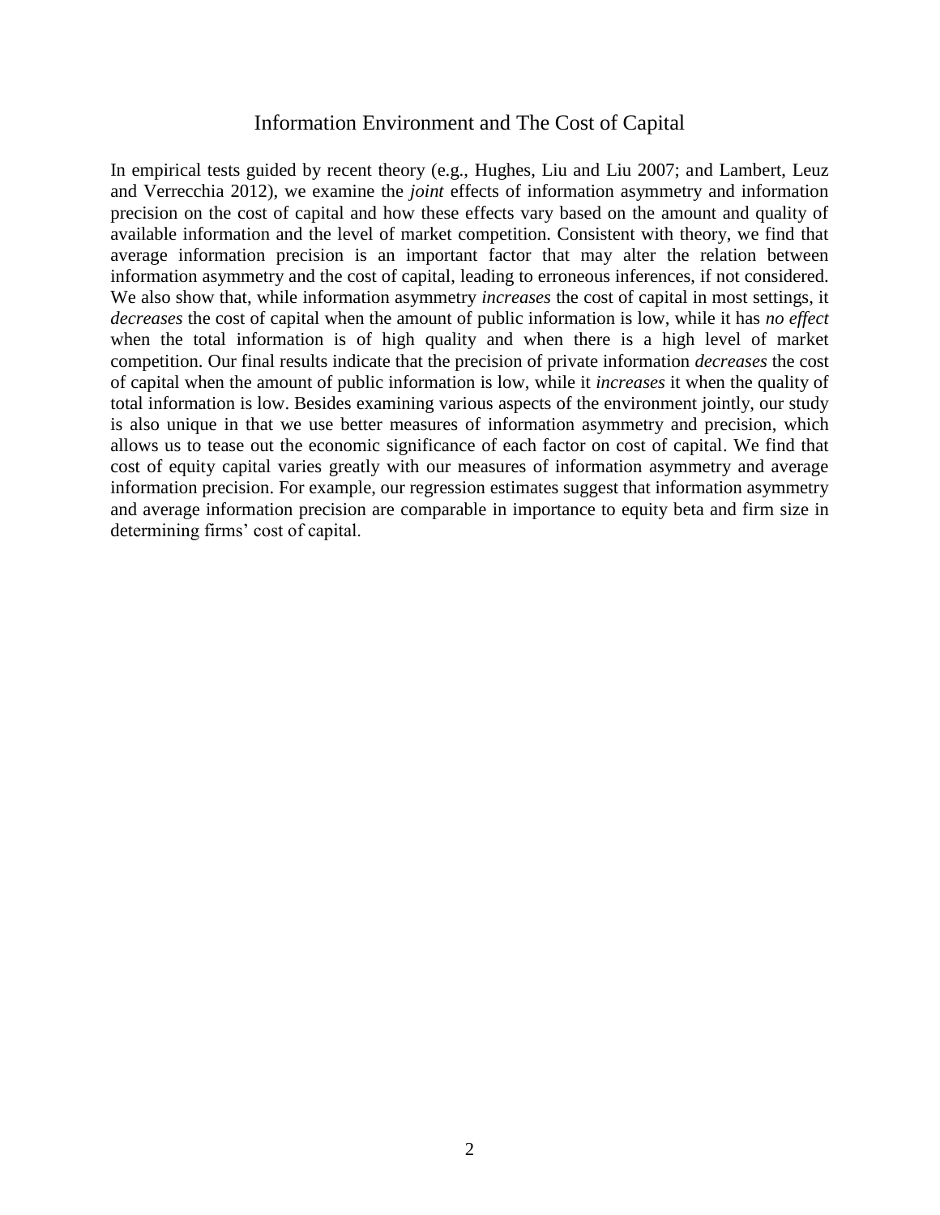# Information Environment and The Cost of Capital

In empirical tests guided by recent theory (e.g., Hughes, Liu and Liu 2007; and Lambert, Leuz and Verrecchia 2012), we examine the *joint* effects of information asymmetry and information precision on the cost of capital and how these effects vary based on the amount and quality of available information and the level of market competition. Consistent with theory, we find that average information precision is an important factor that may alter the relation between information asymmetry and the cost of capital, leading to erroneous inferences, if not considered. We also show that, while information asymmetry *increases* the cost of capital in most settings, it *decreases* the cost of capital when the amount of public information is low, while it has *no effect* when the total information is of high quality and when there is a high level of market competition. Our final results indicate that the precision of private information *decreases* the cost of capital when the amount of public information is low, while it *increases* it when the quality of total information is low. Besides examining various aspects of the environment jointly, our study is also unique in that we use better measures of information asymmetry and precision, which allows us to tease out the economic significance of each factor on cost of capital. We find that cost of equity capital varies greatly with our measures of information asymmetry and average information precision. For example, our regression estimates suggest that information asymmetry and average information precision are comparable in importance to equity beta and firm size in determining firms' cost of capital.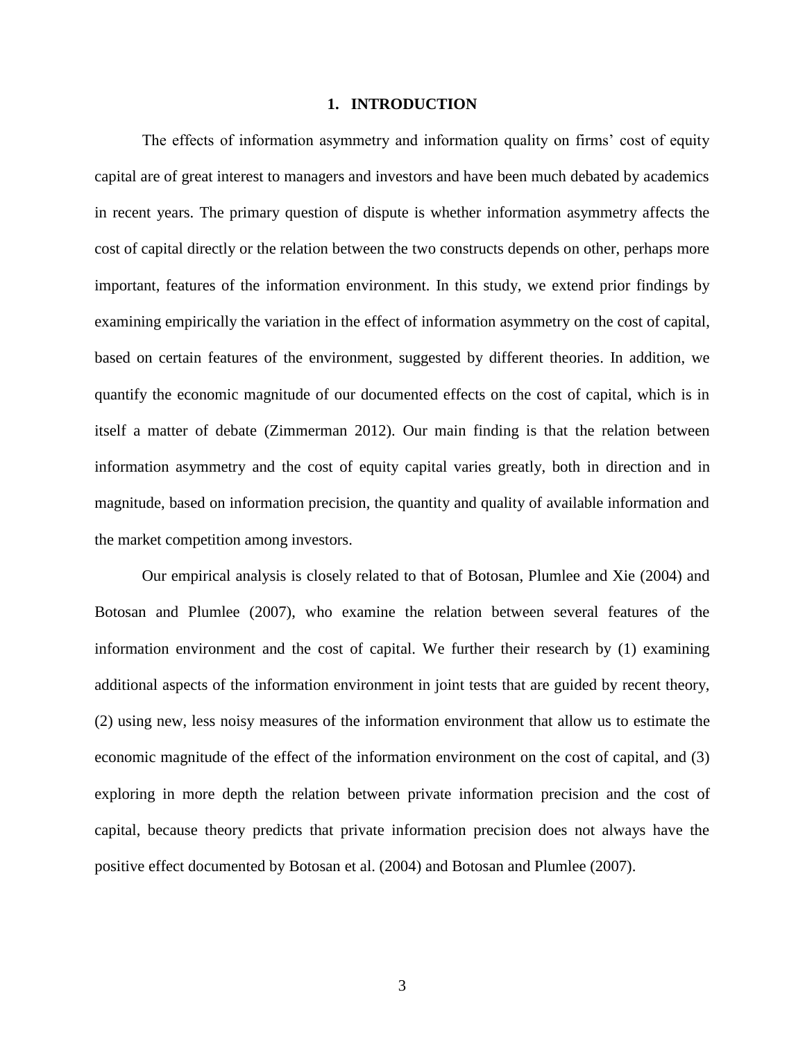# 1. INTRODUCTION

The effects of information asymmetry and information quality on firms' cost of equity capital are of great interest to managers and investors and have been much debated by academics in recent years. The primary question of dispute is whether information asymmetry affects the cost of capital directly or the relation between the two constructs depends on other, perhaps more important, features of the information environment. In this study, we extend prior findings by examining empirically the variation in the effect of information asymmetry on the cost of capital, based on certain features of the environment, suggested by different theories. In addition, we quantify the economic magnitude of our documented effects on the cost of capital, which is in itself a matter of debate (Zimmerman 2012). Our main finding is that the relation between information asymmetry and the cost of equity capital varies greatly, both in direction and in magnitude, based on information precision, the quantity and quality of available information and the market competition among investors.

Our empirical analysis is closely related to that of Botosan, Plumlee and Xie (2004) and Botosan and Plumlee (2007), who examine the relation between several features of the information environment and the cost of capital. We further their research by (1) examining additional aspects of the information environment in joint tests that are guided by recent theory, (2) using new, less noisy measures of the information environment that allow us to estimate the economic magnitude of the effect of the information environment on the cost of capital, and (3) exploring in more depth the relation between private information precision and the cost of capital, because theory predicts that private information precision does not always have the positive effect documented by Botosan et al. (2004) and Botosan and Plumlee (2007).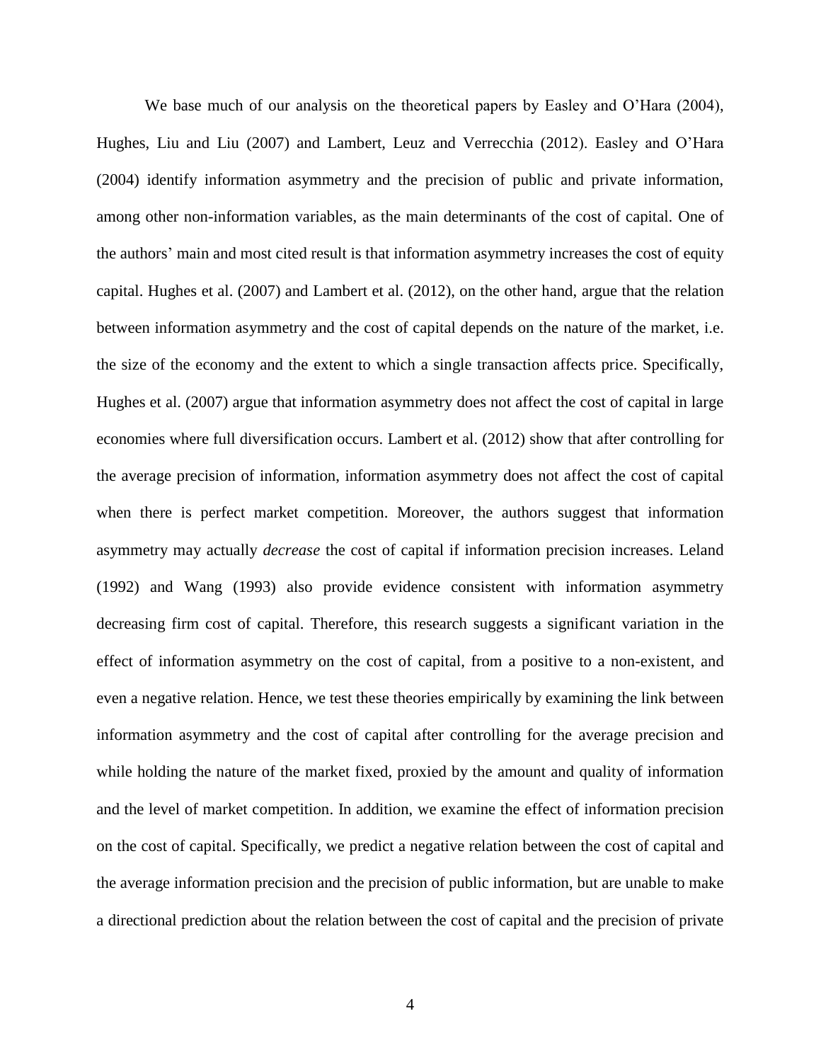We base much of our analysis on the theoretical papers by Easley and O'Hara (2004), Hughes, Liu and Liu (2007) and Lambert, Leuz and Verrecchia (2012). Easley and O'Hara (2004) identify information asymmetry and the precision of public and private information, among other non-information variables, as the main determinants of the cost of capital. One of the authors' main and most cited result is that information asymmetry increases the cost of equity capital. Hughes et al. (2007) and Lambert et al. (2012), on the other hand, argue that the relation between information asymmetry and the cost of capital depends on the nature of the market, i.e. the size of the economy and the extent to which a single transaction affects price. Specifically, Hughes et al. (2007) argue that information asymmetry does not affect the cost of capital in large economies where full diversification occurs. Lambert et al. (2012) show that after controlling for the average precision of information, information asymmetry does not affect the cost of capital when there is perfect market competition. Moreover, the authors suggest that information asymmetry may actually *decrease* the cost of capital if information precision increases. Leland (1992) and Wang (1993) also provide evidence consistent with information asymmetry decreasing firm cost of capital. Therefore, this research suggests a significant variation in the effect of information asymmetry on the cost of capital, from a positive to a non-existent, and even a negative relation. Hence, we test these theories empirically by examining the link between information asymmetry and the cost of capital after controlling for the average precision and while holding the nature of the market fixed, proxied by the amount and quality of information and the level of market competition. In addition, we examine the effect of information precision on the cost of capital. Specifically, we predict a negative relation between the cost of capital and the average information precision and the precision of public information, but are unable to make a directional prediction about the relation between the cost of capital and the precision of private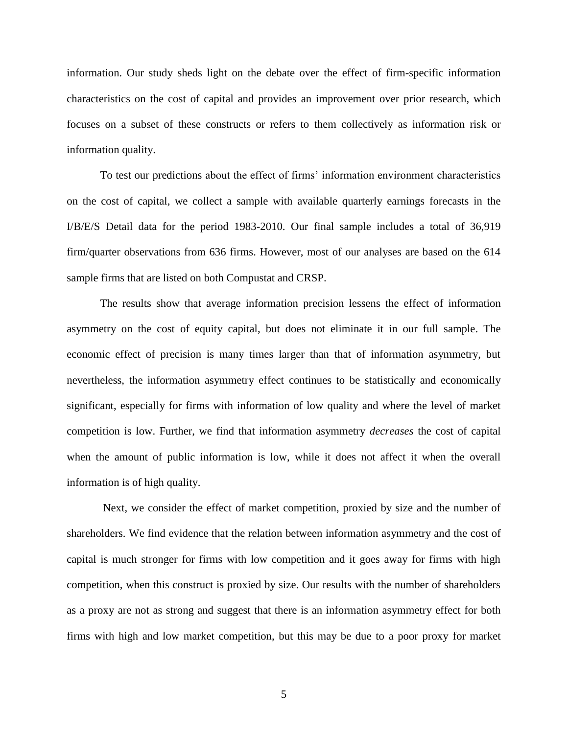information. Our study sheds light on the debate over the effect of firm-specific information characteristics on the cost of capital and provides an improvement over prior research, which focuses on a subset of these constructs or refers to them collectively as information risk or information quality.

To test our predictions about the effect of firms' information environment characteristics on the cost of capital, we collect a sample with available quarterly earnings forecasts in the I/B/E/S Detail data for the period 1983-2010. Our final sample includes a total of 36,919 firm/quarter observations from 636 firms. However, most of our analyses are based on the 614 sample firms that are listed on both Compustat and CRSP.

The results show that average information precision lessens the effect of information asymmetry on the cost of equity capital, but does not eliminate it in our full sample. The economic effect of precision is many times larger than that of information asymmetry, but nevertheless, the information asymmetry effect continues to be statistically and economically significant, especially for firms with information of low quality and where the level of market competition is low. Further, we find that information asymmetry *decreases* the cost of capital when the amount of public information is low, while it does not affect it when the overall information is of high quality.

Next, we consider the effect of market competition, proxied by size and the number of shareholders. We find evidence that the relation between information asymmetry and the cost of capital is much stronger for firms with low competition and it goes away for firms with high competition, when this construct is proxied by size. Our results with the number of shareholders as a proxy are not as strong and suggest that there is an information asymmetry effect for both firms with high and low market competition, but this may be due to a poor proxy for market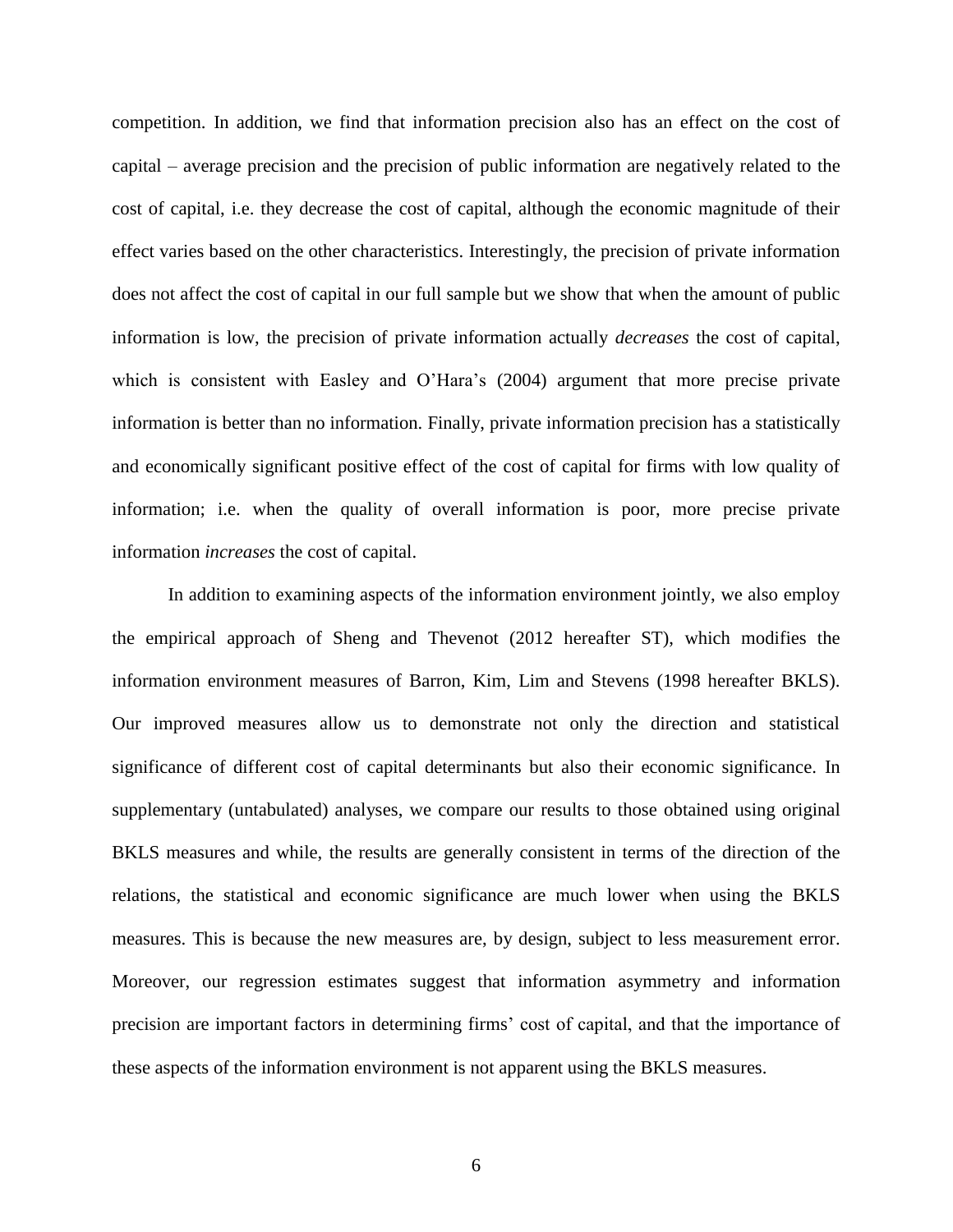competition. In addition, we find that information precision also has an effect on the cost of capital – average precision and the precision of public information are negatively related to the cost of capital, i.e. they decrease the cost of capital, although the economic magnitude of their effect varies based on the other characteristics. Interestingly, the precision of private information does not affect the cost of capital in our full sample but we show that when the amount of public information is low, the precision of private information actually *decreases* the cost of capital, which is consistent with Easley and O'Hara's (2004) argument that more precise private information is better than no information. Finally, private information precision has a statistically and economically significant positive effect of the cost of capital for firms with low quality of information; i.e. when the quality of overall information is poor, more precise private information *increases* the cost of capital.

In addition to examining aspects of the information environment jointly, we also employ the empirical approach of Sheng and Thevenot (2012 hereafter ST), which modifies the information environment measures of Barron, Kim, Lim and Stevens (1998 hereafter BKLS). Our improved measures allow us to demonstrate not only the direction and statistical significance of different cost of capital determinants but also their economic significance. In supplementary (untabulated) analyses, we compare our results to those obtained using original BKLS measures and while, the results are generally consistent in terms of the direction of the relations, the statistical and economic significance are much lower when using the BKLS measures. This is because the new measures are, by design, subject to less measurement error. Moreover, our regression estimates suggest that information asymmetry and information precision are important factors in determining firms' cost of capital, and that the importance of these aspects of the information environment is not apparent using the BKLS measures.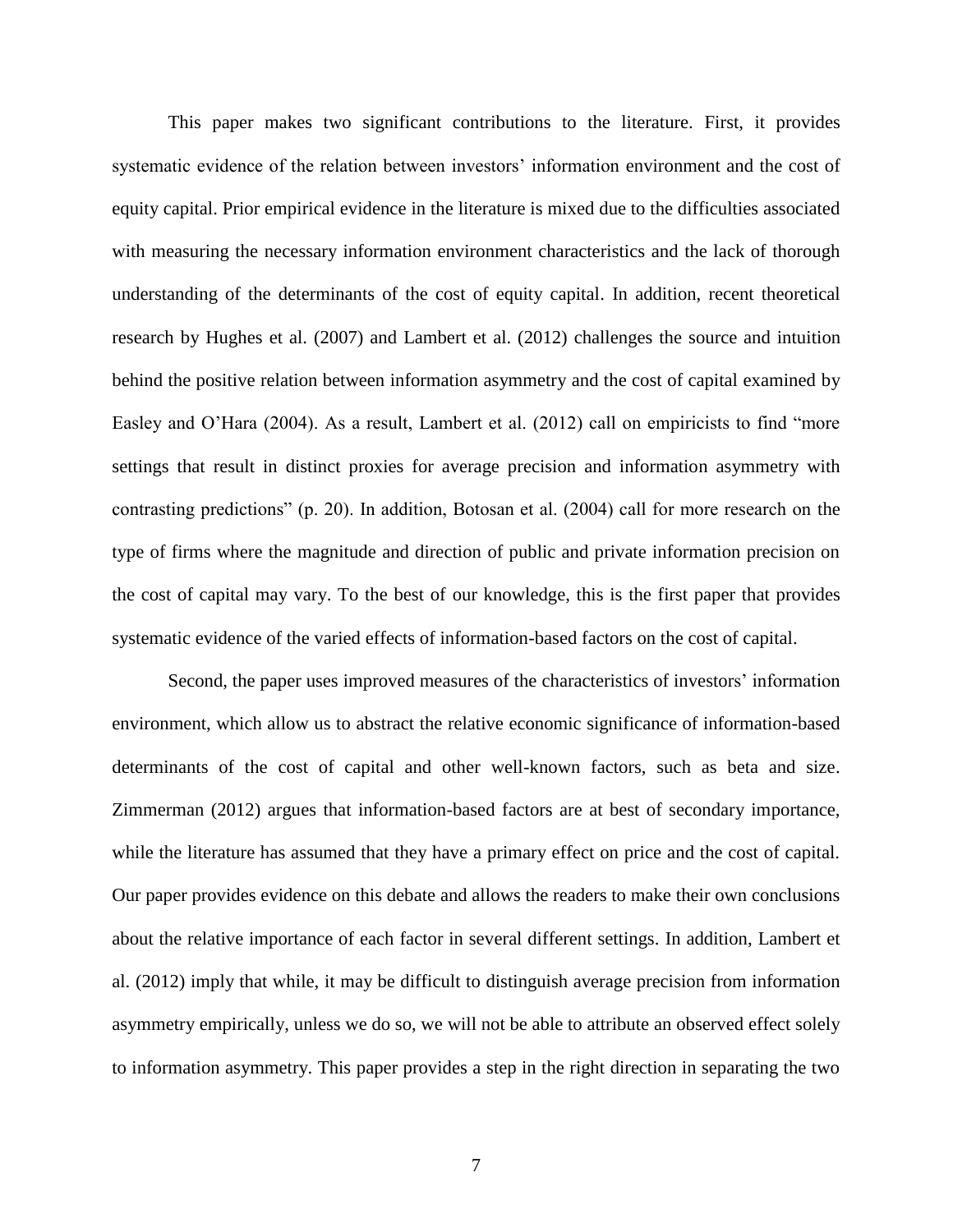This paper makes two significant contributions to the literature. First, it provides systematic evidence of the relation between investors' information environment and the cost of equity capital. Prior empirical evidence in the literature is mixed due to the difficulties associated with measuring the necessary information environment characteristics and the lack of thorough understanding of the determinants of the cost of equity capital. In addition, recent theoretical research by Hughes et al. (2007) and Lambert et al. (2012) challenges the source and intuition behind the positive relation between information asymmetry and the cost of capital examined by Easley and O'Hara (2004). As a result, Lambert et al. (2012) call on empiricists to find "more settings that result in distinct proxies for average precision and information asymmetry with contrasting predictions" (p. 20). In addition, Botosan et al. (2004) call for more research on the type of firms where the magnitude and direction of public and private information precision on the cost of capital may vary. To the best of our knowledge, this is the first paper that provides systematic evidence of the varied effects of information-based factors on the cost of capital.

Second, the paper uses improved measures of the characteristics of investors' information environment, which allow us to abstract the relative economic significance of information-based determinants of the cost of capital and other well-known factors, such as beta and size. Zimmerman (2012) argues that information-based factors are at best of secondary importance, while the literature has assumed that they have a primary effect on price and the cost of capital. Our paper provides evidence on this debate and allows the readers to make their own conclusions about the relative importance of each factor in several different settings. In addition, Lambert et al. (2012) imply that while, it may be difficult to distinguish average precision from information asymmetry empirically, unless we do so, we will not be able to attribute an observed effect solely to information asymmetry. This paper provides a step in the right direction in separating the two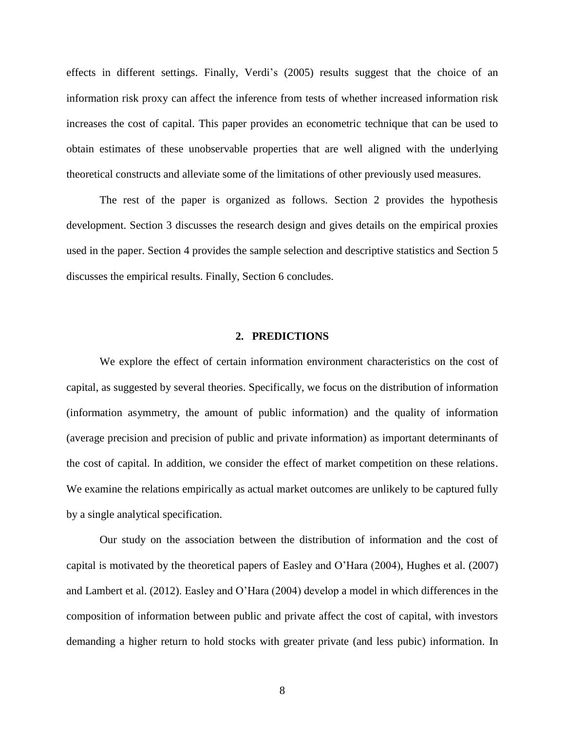effects in different settings. Finally, Verdi's (2005) results suggest that the choice of an information risk proxy can affect the inference from tests of whether increased information risk increases the cost of capital. This paper provides an econometric technique that can be used to obtain estimates of these unobservable properties that are well aligned with the underlying theoretical constructs and alleviate some of the limitations of other previously used measures.

The rest of the paper is organized as follows. Section 2 provides the hypothesis development. Section 3 discusses the research design and gives details on the empirical proxies used in the paper. Section 4 provides the sample selection and descriptive statistics and Section 5 discusses the empirical results. Finally, Section 6 concludes.

## 2. PREDICTIONS

We explore the effect of certain information environment characteristics on the cost of capital, as suggested by several theories. Specifically, we focus on the distribution of information (information asymmetry, the amount of public information) and the quality of information (average precision and precision of public and private information) as important determinants of the cost of capital. In addition, we consider the effect of market competition on these relations. We examine the relations empirically as actual market outcomes are unlikely to be captured fully by a single analytical specification.

Our study on the association between the distribution of information and the cost of capital is motivated by the theoretical papers of Easley and O'Hara (2004), Hughes et al. (2007) and Lambert et al. (2012). Easley and O'Hara (2004) develop a model in which differences in the composition of information between public and private affect the cost of capital, with investors demanding a higher return to hold stocks with greater private (and less pubic) information. In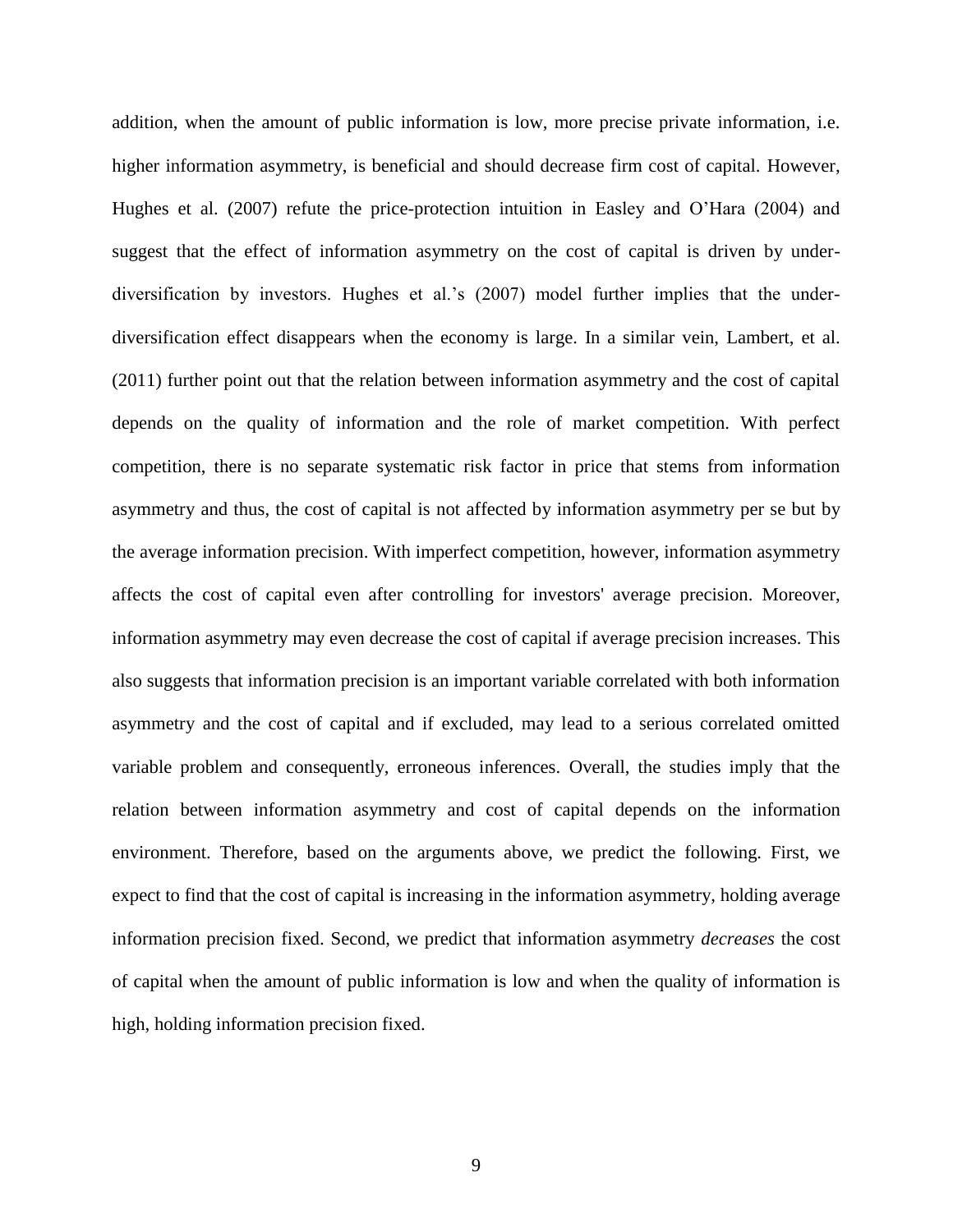addition, when the amount of public information is low, more precise private information, i.e. higher information asymmetry, is beneficial and should decrease firm cost of capital. However, Hughes et al. (2007) refute the price-protection intuition in Easley and O'Hara (2004) and suggest that the effect of information asymmetry on the cost of capital is driven by under-diversification by investors. Hughes et al.'s (2007) model further implies that the under-diversification effect disappears when the economy is large. In a similar vein, Lambert, et al. (2011) further point out that the relation between information asymmetry and the cost of capital depends on the quality of information and the role of market competition. With perfect competition, there is no separate systematic risk factor in price that stems from information asymmetry and thus, the cost of capital is not affected by information asymmetry per se but by the average information precision. With imperfect competition, however, information asymmetry affects the cost of capital even after controlling for investors' average precision. Moreover, information asymmetry may even decrease the cost of capital if average precision increases. This also suggests that information precision is an important variable correlated with both information asymmetry and the cost of capital and if excluded, may lead to a serious correlated omitted variable problem and consequently, erroneous inferences. Overall, the studies imply that the relation between information asymmetry and cost of capital depends on the information environment. Therefore, based on the arguments above, we predict the following. First, we expect to find that the cost of capital is increasing in the information asymmetry, holding average information precision fixed. Second, we predict that information asymmetry *decreases* the cost of capital when the amount of public information is low and when the quality of information is high, holding information precision fixed.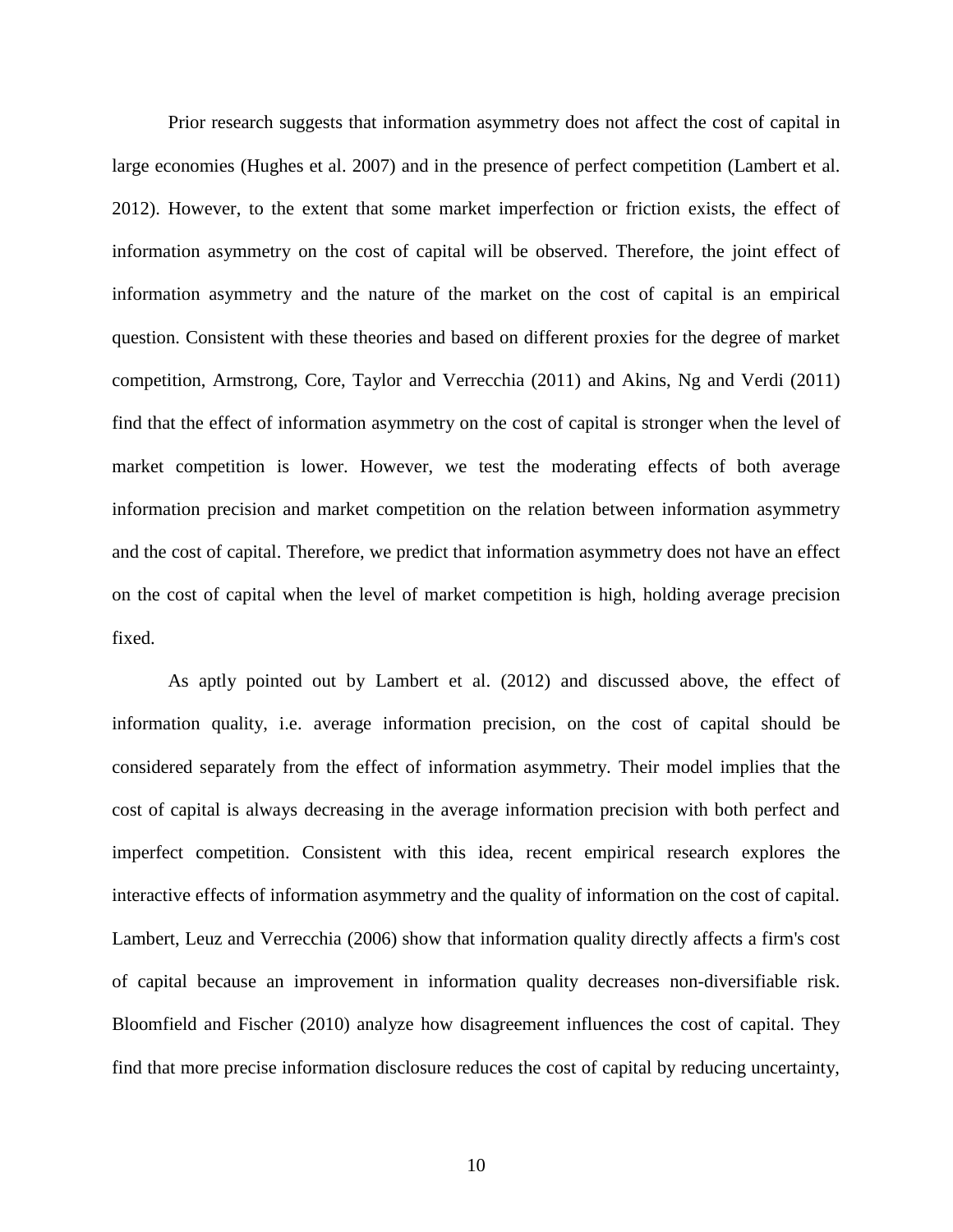Prior research suggests that information asymmetry does not affect the cost of capital in large economies (Hughes et al. 2007) and in the presence of perfect competition (Lambert et al. 2012). However, to the extent that some market imperfection or friction exists, the effect of information asymmetry on the cost of capital will be observed. Therefore, the joint effect of information asymmetry and the nature of the market on the cost of capital is an empirical question. Consistent with these theories and based on different proxies for the degree of market competition, Armstrong, Core, Taylor and Verrecchia (2011) and Akins, Ng and Verdi (2011) find that the effect of information asymmetry on the cost of capital is stronger when the level of market competition is lower. However, we test the moderating effects of both average information precision and market competition on the relation between information asymmetry and the cost of capital. Therefore, we predict that information asymmetry does not have an effect on the cost of capital when the level of market competition is high, holding average precision fixed.

As aptly pointed out by Lambert et al. (2012) and discussed above, the effect of information quality, i.e. average information precision, on the cost of capital should be considered separately from the effect of information asymmetry. Their model implies that the cost of capital is always decreasing in the average information precision with both perfect and imperfect competition. Consistent with this idea, recent empirical research explores the interactive effects of information asymmetry and the quality of information on the cost of capital. Lambert, Leuz and Verrecchia (2006) show that information quality directly affects a firm's cost of capital because an improvement in information quality decreases non-diversifiable risk. Bloomfield and Fischer (2010) analyze how disagreement influences the cost of capital. They find that more precise information disclosure reduces the cost of capital by reducing uncertainty,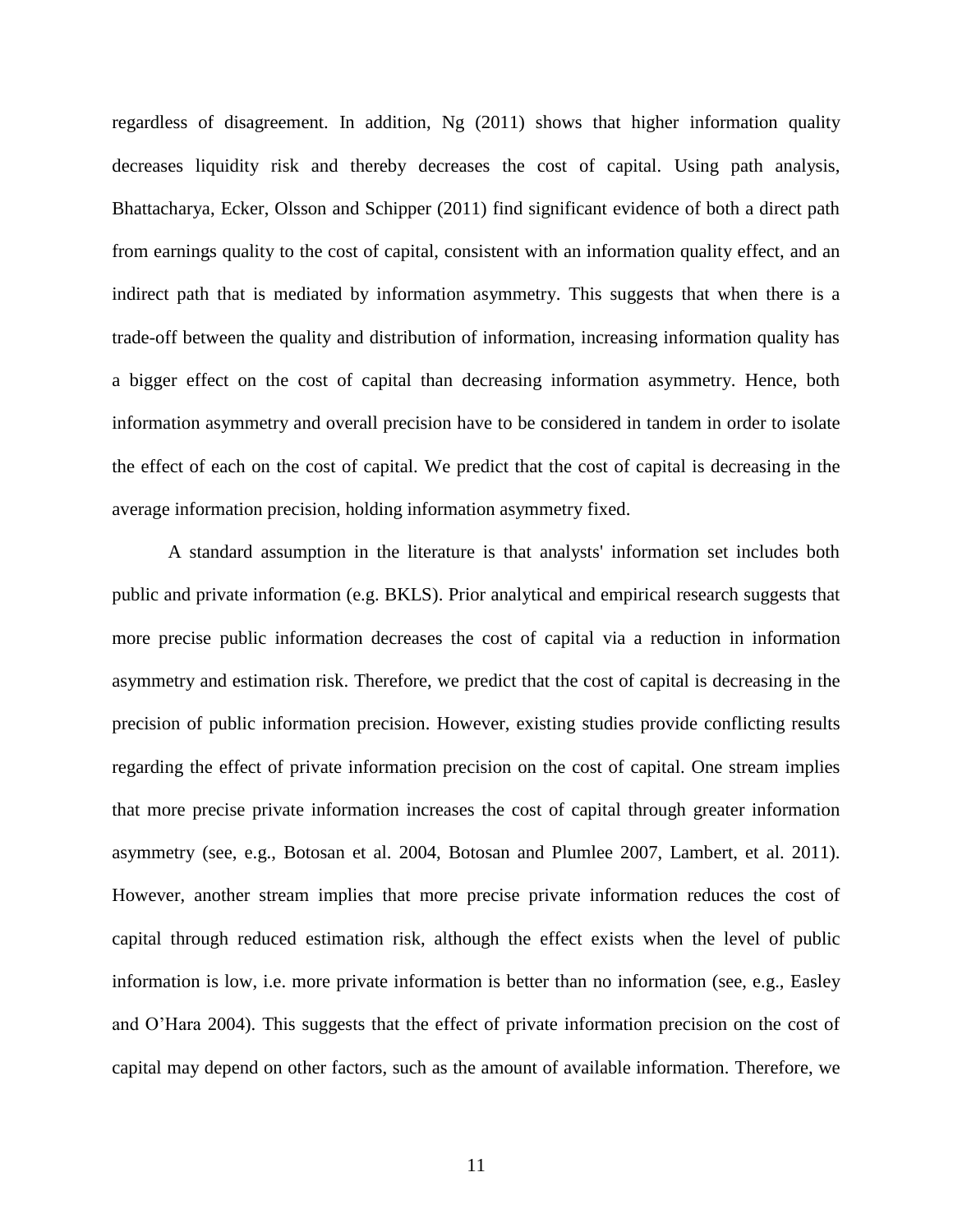regardless of disagreement. In addition, Ng (2011) shows that higher information quality decreases liquidity risk and thereby decreases the cost of capital. Using path analysis, Bhattacharya, Ecker, Olsson and Schipper (2011) find significant evidence of both a direct path from earnings quality to the cost of capital, consistent with an information quality effect, and an indirect path that is mediated by information asymmetry. This suggests that when there is a trade-off between the quality and distribution of information, increasing information quality has a bigger effect on the cost of capital than decreasing information asymmetry. Hence, both information asymmetry and overall precision have to be considered in tandem in order to isolate the effect of each on the cost of capital. We predict that the cost of capital is decreasing in the average information precision, holding information asymmetry fixed.

A standard assumption in the literature is that analysts' information set includes both public and private information (e.g. BKLS). Prior analytical and empirical research suggests that more precise public information decreases the cost of capital via a reduction in information asymmetry and estimation risk. Therefore, we predict that the cost of capital is decreasing in the precision of public information precision. However, existing studies provide conflicting results regarding the effect of private information precision on the cost of capital. One stream implies that more precise private information increases the cost of capital through greater information asymmetry (see, e.g., Botosan et al. 2004, Botosan and Plumlee 2007, Lambert, et al. 2011). However, another stream implies that more precise private information reduces the cost of capital through reduced estimation risk, although the effect exists when the level of public information is low, i.e. more private information is better than no information (see, e.g., Easley and O'Hara 2004). This suggests that the effect of private information precision on the cost of capital may depend on other factors, such as the amount of available information. Therefore, we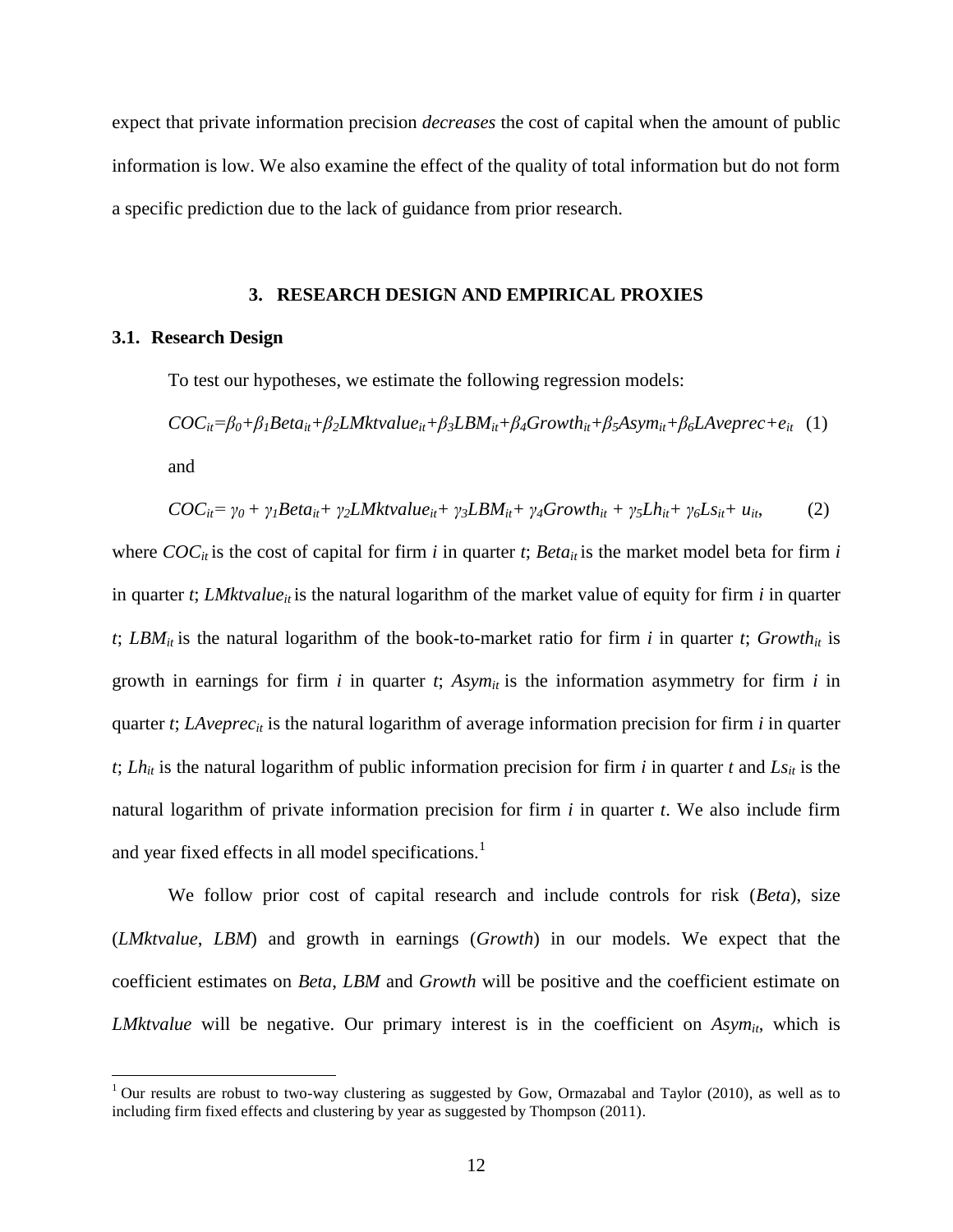expect that private information precision *decreases* the cost of capital when the amount of public information is low. We also examine the effect of the quality of total information but do not form a specific prediction due to the lack of guidance from prior research.

## 3. RESEARCH DESIGN AND EMPIRICAL PROXIES

### 3.1. Research Design

To test our hypotheses, we estimate the following regression models:

$$COC_{it}=\beta_0+\beta_1 Beta_{it}+\beta_2 LMktvalue_{it}+\beta_3 LBM_{it}+\beta_4 Growth_{it}+\beta_5 Asym_{it}+\beta_6 LAveprec+e_{it} \quad (1)$$

and

$$COC_{it}= \gamma_0 + \gamma_1 Beta_{it}+ \gamma_2 LMktvalue_{it}+ \gamma_3 LBM_{it}+ \gamma_4 Growth_{it} + \gamma_5 Lh_{it}+ \gamma_6 Ls_{it}+ u_{it}, \quad (2)$$

where $COC_{it}$ is the cost of capital for firm $i$ in quarter $t$; $Beta_{it}$ is the market model beta for firm $i$ in quarter $t$; $LMktvalue_{it}$ is the natural logarithm of the market value of equity for firm $i$ in quarter $t$; $LBM_{it}$ is the natural logarithm of the book-to-market ratio for firm $i$ in quarter $t$; $Growth_{it}$ is growth in earnings for firm $i$ in quarter $t$; $Asym_{it}$ is the information asymmetry for firm $i$ in quarter $t$; $LAveprec_{it}$ is the natural logarithm of average information precision for firm $i$ in quarter $t$; $Lh_{it}$ is the natural logarithm of public information precision for firm $i$ in quarter $t$ and $Ls_{it}$ is the natural logarithm of private information precision for firm $i$ in quarter $t$. We also include firm and year fixed effects in all model specifications.[1]

We follow prior cost of capital research and include controls for risk (*Beta*), size (*LMktvalue*, *LBM*) and growth in earnings (*Growth*) in our models. We expect that the coefficient estimates on *Beta*, *LBM* and *Growth* will be positive and the coefficient estimate on *LMktvalue* will be negative. Our primary interest is in the coefficient on $Asym_{it}$, which is

[1] Our results are robust to two-way clustering as suggested by Gow, Ormazabal and Taylor (2010), as well as to including firm fixed effects and clustering by year as suggested by Thompson (2011).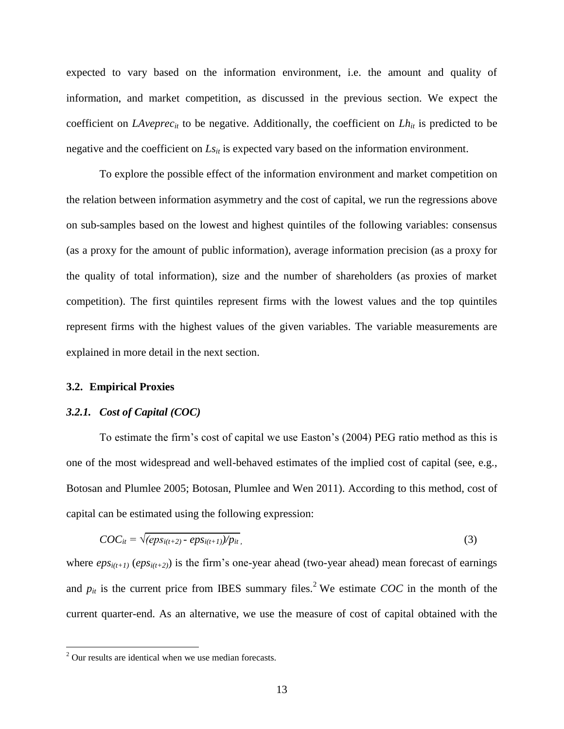expected to vary based on the information environment, i.e. the amount and quality of information, and market competition, as discussed in the previous section. We expect the coefficient on $LAveprec_{it}$ to be negative. Additionally, the coefficient on $Lh_{it}$ is predicted to be negative and the coefficient on $Ls_{it}$ is expected vary based on the information environment.

To explore the possible effect of the information environment and market competition on the relation between information asymmetry and the cost of capital, we run the regressions above on sub-samples based on the lowest and highest quintiles of the following variables: consensus (as a proxy for the amount of public information), average information precision (as a proxy for the quality of total information), size and the number of shareholders (as proxies of market competition). The first quintiles represent firms with the lowest values and the top quintiles represent firms with the highest values of the given variables. The variable measurements are explained in more detail in the next section.

### 3.2. Empirical Proxies

#### *3.2.1. Cost of Capital (COC)*

To estimate the firm's cost of capital we use Easton's (2004) PEG ratio method as this is one of the most widespread and well-behaved estimates of the implied cost of capital (see, e.g., Botosan and Plumlee 2005; Botosan, Plumlee and Wen 2011). According to this method, cost of capital can be estimated using the following expression:

$$COC_{it} = \sqrt{(eps_{i(t+2)} - eps_{i(t+1)})/p_{it}}\,, \tag{3}$$

where $eps_{i(t+1)}$ ($eps_{i(t+2)}$) is the firm's one-year ahead (two-year ahead) mean forecast of earnings and $p_{it}$ is the current price from IBES summary files.[2] We estimate *COC* in the month of the current quarter-end. As an alternative, we use the measure of cost of capital obtained with the

[2] Our results are identical when we use median forecasts.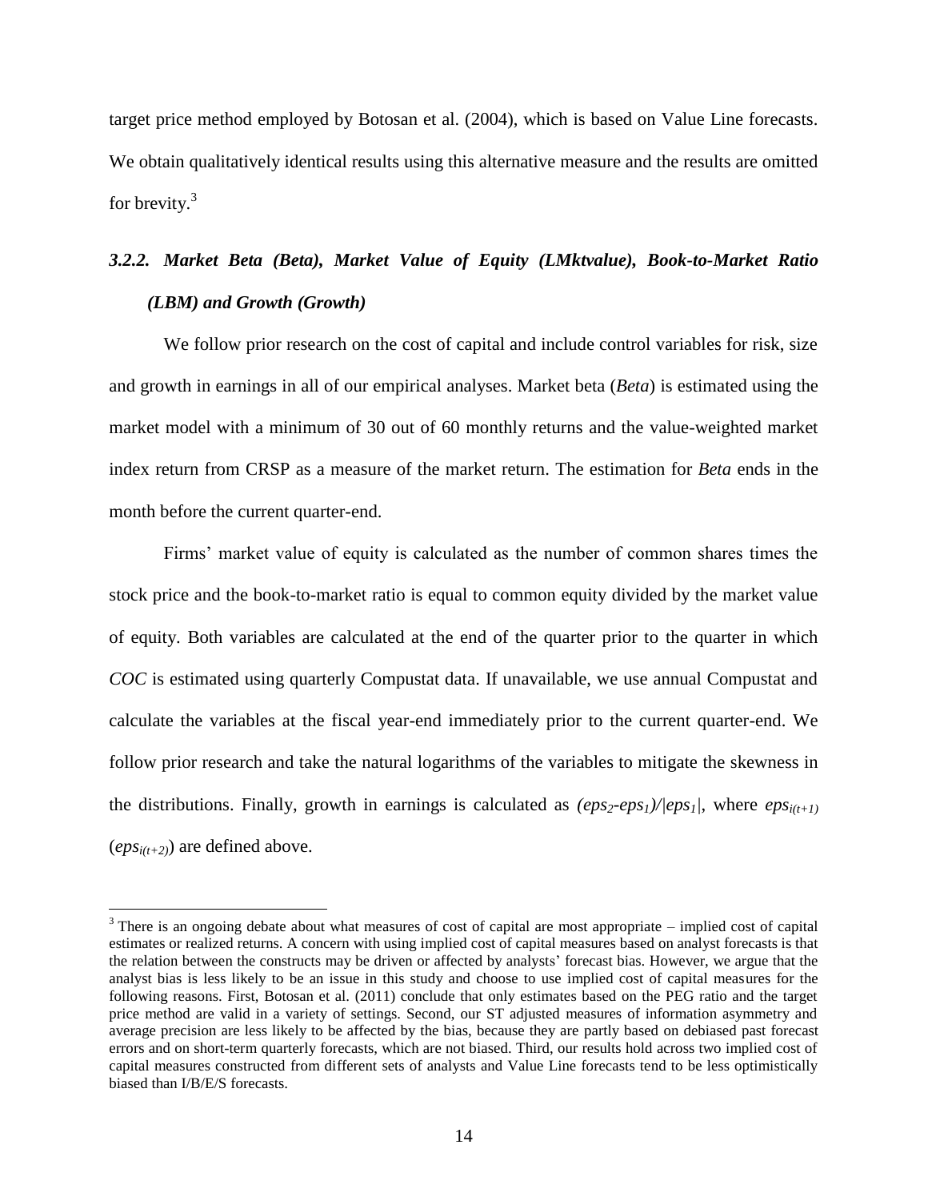target price method employed by Botosan et al. (2004), which is based on Value Line forecasts. We obtain qualitatively identical results using this alternative measure and the results are omitted for brevity.[3]

### *3.2.2. Market Beta (Beta), Market Value of Equity (LMktvalue), Book-to-Market Ratio (LBM) and Growth (Growth)*

We follow prior research on the cost of capital and include control variables for risk, size and growth in earnings in all of our empirical analyses. Market beta (*Beta*) is estimated using the market model with a minimum of 30 out of 60 monthly returns and the value-weighted market index return from CRSP as a measure of the market return. The estimation for *Beta* ends in the month before the current quarter-end.

Firms' market value of equity is calculated as the number of common shares times the stock price and the book-to-market ratio is equal to common equity divided by the market value of equity. Both variables are calculated at the end of the quarter prior to the quarter in which *COC* is estimated using quarterly Compustat data. If unavailable, we use annual Compustat and calculate the variables at the fiscal year-end immediately prior to the current quarter-end. We follow prior research and take the natural logarithms of the variables to mitigate the skewness in the distributions. Finally, growth in earnings is calculated as $(eps_2 - eps_1)/|eps_1|$, where $eps_{i(t+1)}$ ($eps_{i(t+2)}$) are defined above.

---

[3] There is an ongoing debate about what measures of cost of capital are most appropriate – implied cost of capital estimates or realized returns. A concern with using implied cost of capital measures based on analyst forecasts is that the relation between the constructs may be driven or affected by analysts' forecast bias. However, we argue that the analyst bias is less likely to be an issue in this study and choose to use implied cost of capital measures for the following reasons. First, Botosan et al. (2011) conclude that only estimates based on the PEG ratio and the target price method are valid in a variety of settings. Second, our ST adjusted measures of information asymmetry and average precision are less likely to be affected by the bias, because they are partly based on debiased past forecast errors and on short-term quarterly forecasts, which are not biased. Third, our results hold across two implied cost of capital measures constructed from different sets of analysts and Value Line forecasts tend to be less optimistically biased than I/B/E/S forecasts.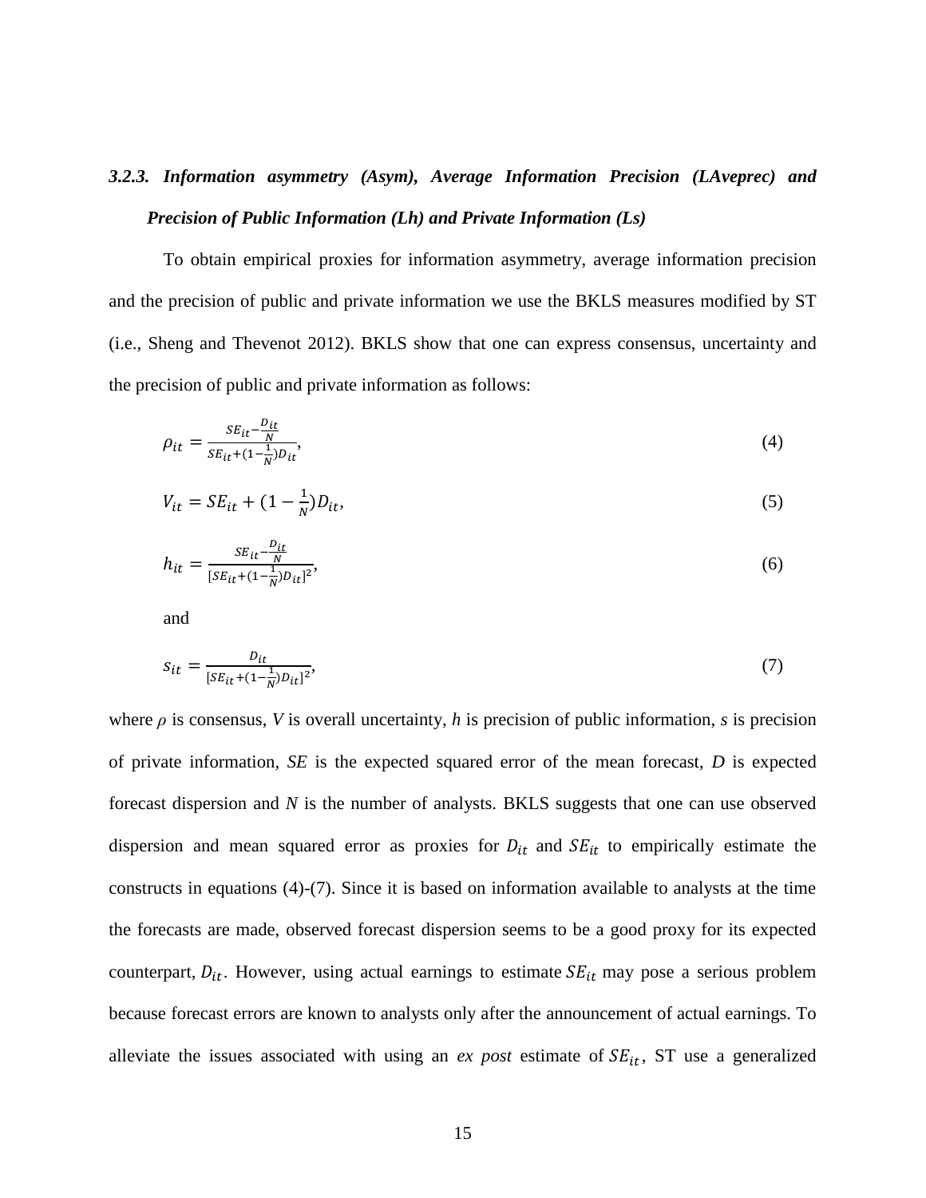### *3.2.3. Information asymmetry (Asym), Average Information Precision (LAveprec) and Precision of Public Information (Lh) and Private Information (Ls)*

To obtain empirical proxies for information asymmetry, average information precision and the precision of public and private information we use the BKLS measures modified by ST (i.e., Sheng and Thevenot 2012). BKLS show that one can express consensus, uncertainty and the precision of public and private information as follows:

$$\rho_{it} = \frac{SE_{it} - \frac{D_{it}}{N}}{SE_{it} + (1 - \frac{1}{N})D_{it}}, \tag{4}$$

$$V_{it} = SE_{it} + (1 - \tfrac{1}{N})D_{it}, \tag{5}$$

$$h_{it} = \frac{SE_{it} - \frac{D_{it}}{N}}{[SE_{it} + (1 - \frac{1}{N})D_{it}]^2}, \tag{6}$$

and

$$s_{it} = \frac{D_{it}}{[SE_{it} + (1 - \frac{1}{N})D_{it}]^2}, \tag{7}$$

where $\rho$ is consensus, $V$ is overall uncertainty, $h$ is precision of public information, $s$ is precision of private information, $SE$ is the expected squared error of the mean forecast, $D$ is expected forecast dispersion and $N$ is the number of analysts. BKLS suggests that one can use observed dispersion and mean squared error as proxies for $D_{it}$ and $SE_{it}$ to empirically estimate the constructs in equations (4)-(7). Since it is based on information available to analysts at the time the forecasts are made, observed forecast dispersion seems to be a good proxy for its expected counterpart, $D_{it}$. However, using actual earnings to estimate $SE_{it}$ may pose a serious problem because forecast errors are known to analysts only after the announcement of actual earnings. To alleviate the issues associated with using an *ex post* estimate of $SE_{it}$, ST use a generalized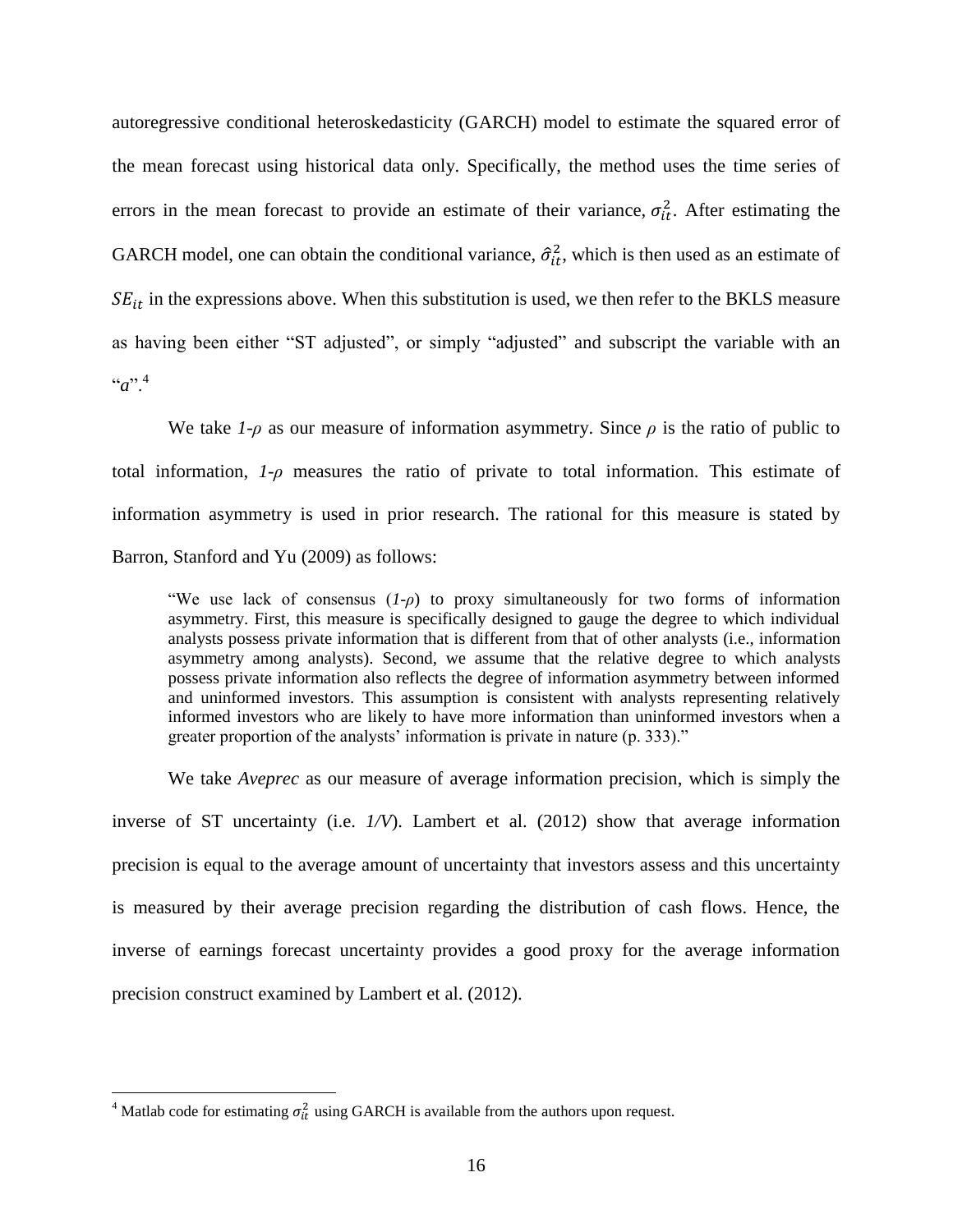autoregressive conditional heteroskedasticity (GARCH) model to estimate the squared error of the mean forecast using historical data only. Specifically, the method uses the time series of errors in the mean forecast to provide an estimate of their variance, $\sigma_{it}^2$. After estimating the GARCH model, one can obtain the conditional variance, $\hat{\sigma}_{it}^2$, which is then used as an estimate of $SE_{it}$ in the expressions above. When this substitution is used, we then refer to the BKLS measure as having been either "ST adjusted", or simply "adjusted" and subscript the variable with an "$a$".[4]

We take *1-ρ* as our measure of information asymmetry. Since *ρ* is the ratio of public to total information, *1-ρ* measures the ratio of private to total information. This estimate of information asymmetry is used in prior research. The rational for this measure is stated by Barron, Stanford and Yu (2009) as follows:

> "We use lack of consensus (*1-ρ*) to proxy simultaneously for two forms of information asymmetry. First, this measure is specifically designed to gauge the degree to which individual analysts possess private information that is different from that of other analysts (i.e., information asymmetry among analysts). Second, we assume that the relative degree to which analysts possess private information also reflects the degree of information asymmetry between informed and uninformed investors. This assumption is consistent with analysts representing relatively informed investors who are likely to have more information than uninformed investors when a greater proportion of the analysts' information is private in nature (p. 333)."

We take *Aveprec* as our measure of average information precision, which is simply the inverse of ST uncertainty (i.e. *1/V*). Lambert et al. (2012) show that average information precision is equal to the average amount of uncertainty that investors assess and this uncertainty is measured by their average precision regarding the distribution of cash flows. Hence, the inverse of earnings forecast uncertainty provides a good proxy for the average information precision construct examined by Lambert et al. (2012).

[4] Matlab code for estimating $\sigma_{it}^2$ using GARCH is available from the authors upon request.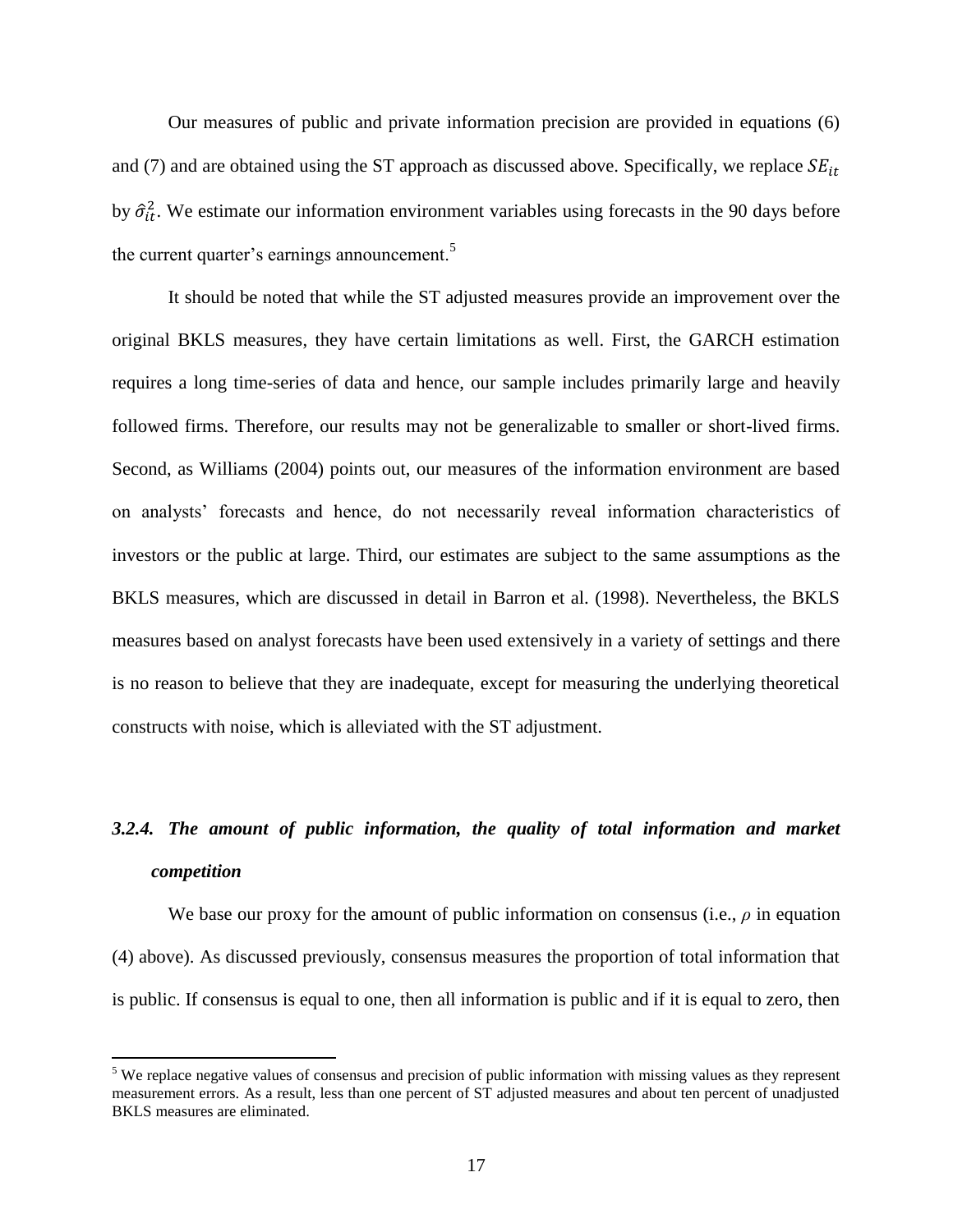Our measures of public and private information precision are provided in equations (6) and (7) and are obtained using the ST approach as discussed above. Specifically, we replace $SE_{it}$ by $\hat{\sigma}_{it}^2$. We estimate our information environment variables using forecasts in the 90 days before the current quarter's earnings announcement.[5]

It should be noted that while the ST adjusted measures provide an improvement over the original BKLS measures, they have certain limitations as well. First, the GARCH estimation requires a long time-series of data and hence, our sample includes primarily large and heavily followed firms. Therefore, our results may not be generalizable to smaller or short-lived firms. Second, as Williams (2004) points out, our measures of the information environment are based on analysts' forecasts and hence, do not necessarily reveal information characteristics of investors or the public at large. Third, our estimates are subject to the same assumptions as the BKLS measures, which are discussed in detail in Barron et al. (1998). Nevertheless, the BKLS measures based on analyst forecasts have been used extensively in a variety of settings and there is no reason to believe that they are inadequate, except for measuring the underlying theoretical constructs with noise, which is alleviated with the ST adjustment.

### *3.2.4. The amount of public information, the quality of total information and market competition*

We base our proxy for the amount of public information on consensus (i.e., $\rho$ in equation (4) above). As discussed previously, consensus measures the proportion of total information that is public. If consensus is equal to one, then all information is public and if it is equal to zero, then

[5] We replace negative values of consensus and precision of public information with missing values as they represent measurement errors. As a result, less than one percent of ST adjusted measures and about ten percent of unadjusted BKLS measures are eliminated.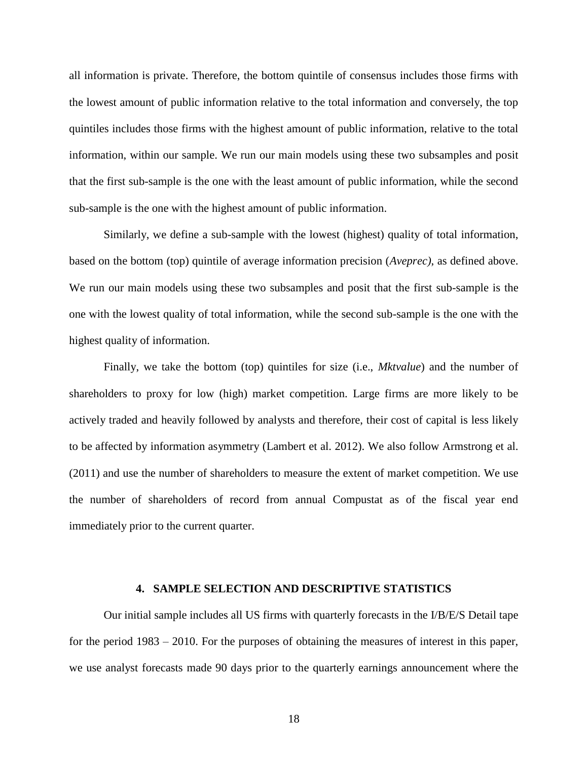all information is private. Therefore, the bottom quintile of consensus includes those firms with the lowest amount of public information relative to the total information and conversely, the top quintiles includes those firms with the highest amount of public information, relative to the total information, within our sample. We run our main models using these two subsamples and posit that the first sub-sample is the one with the least amount of public information, while the second sub-sample is the one with the highest amount of public information.

Similarly, we define a sub-sample with the lowest (highest) quality of total information, based on the bottom (top) quintile of average information precision (*Aveprec)*, as defined above. We run our main models using these two subsamples and posit that the first sub-sample is the one with the lowest quality of total information, while the second sub-sample is the one with the highest quality of information.

Finally, we take the bottom (top) quintiles for size (i.e., *Mktvalue*) and the number of shareholders to proxy for low (high) market competition. Large firms are more likely to be actively traded and heavily followed by analysts and therefore, their cost of capital is less likely to be affected by information asymmetry (Lambert et al. 2012). We also follow Armstrong et al. (2011) and use the number of shareholders to measure the extent of market competition. We use the number of shareholders of record from annual Compustat as of the fiscal year end immediately prior to the current quarter.

## 4. SAMPLE SELECTION AND DESCRIPTIVE STATISTICS

Our initial sample includes all US firms with quarterly forecasts in the I/B/E/S Detail tape for the period 1983 – 2010. For the purposes of obtaining the measures of interest in this paper, we use analyst forecasts made 90 days prior to the quarterly earnings announcement where the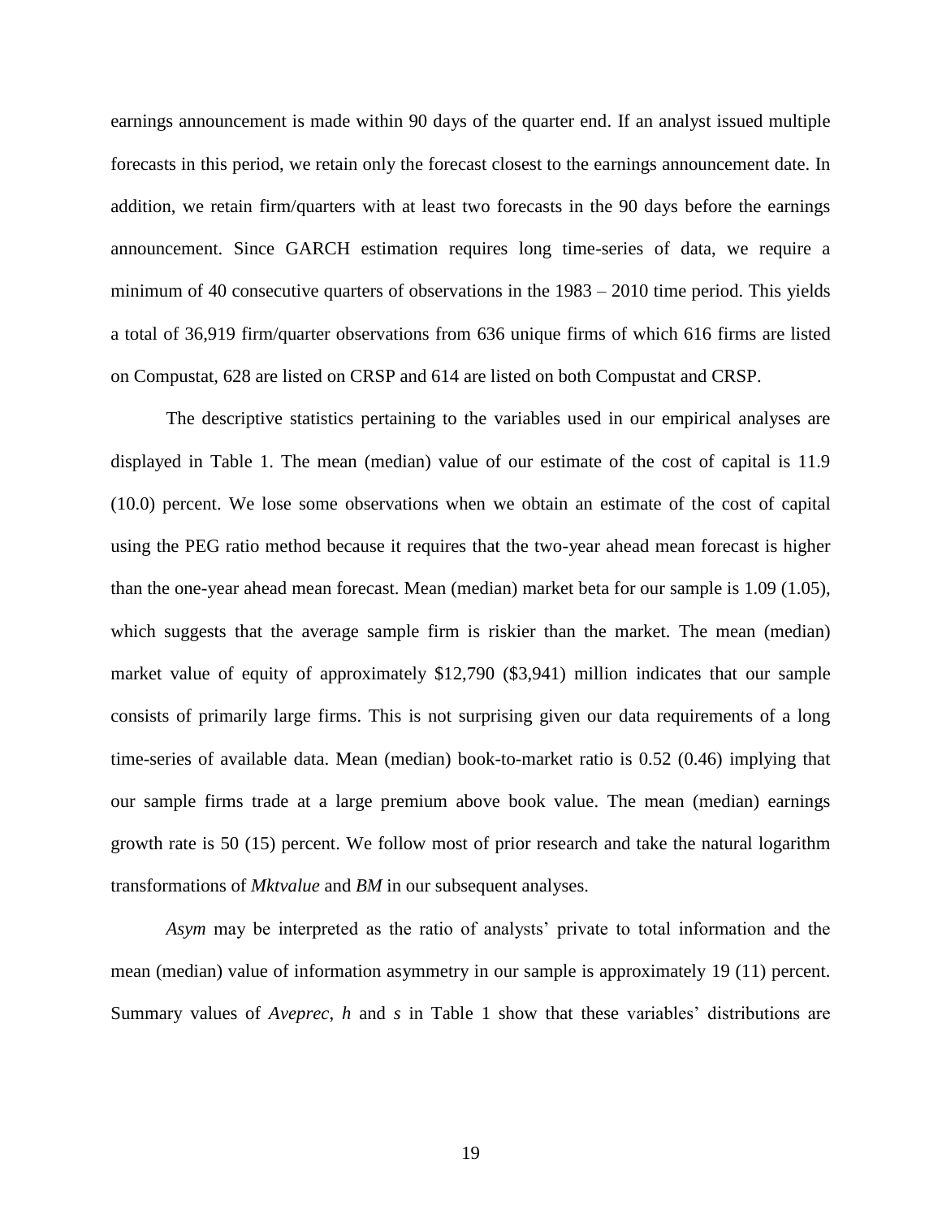earnings announcement is made within 90 days of the quarter end. If an analyst issued multiple forecasts in this period, we retain only the forecast closest to the earnings announcement date. In addition, we retain firm/quarters with at least two forecasts in the 90 days before the earnings announcement. Since GARCH estimation requires long time-series of data, we require a minimum of 40 consecutive quarters of observations in the 1983 – 2010 time period. This yields a total of 36,919 firm/quarter observations from 636 unique firms of which 616 firms are listed on Compustat, 628 are listed on CRSP and 614 are listed on both Compustat and CRSP.

The descriptive statistics pertaining to the variables used in our empirical analyses are displayed in Table 1. The mean (median) value of our estimate of the cost of capital is 11.9 (10.0) percent. We lose some observations when we obtain an estimate of the cost of capital using the PEG ratio method because it requires that the two-year ahead mean forecast is higher than the one-year ahead mean forecast. Mean (median) market beta for our sample is 1.09 (1.05), which suggests that the average sample firm is riskier than the market. The mean (median) market value of equity of approximately $12,790 ($3,941) million indicates that our sample consists of primarily large firms. This is not surprising given our data requirements of a long time-series of available data. Mean (median) book-to-market ratio is 0.52 (0.46) implying that our sample firms trade at a large premium above book value. The mean (median) earnings growth rate is 50 (15) percent. We follow most of prior research and take the natural logarithm transformations of *Mktvalue* and *BM* in our subsequent analyses.

*Asym* may be interpreted as the ratio of analysts' private to total information and the mean (median) value of information asymmetry in our sample is approximately 19 (11) percent. Summary values of *Aveprec*, *h* and *s* in Table 1 show that these variables' distributions are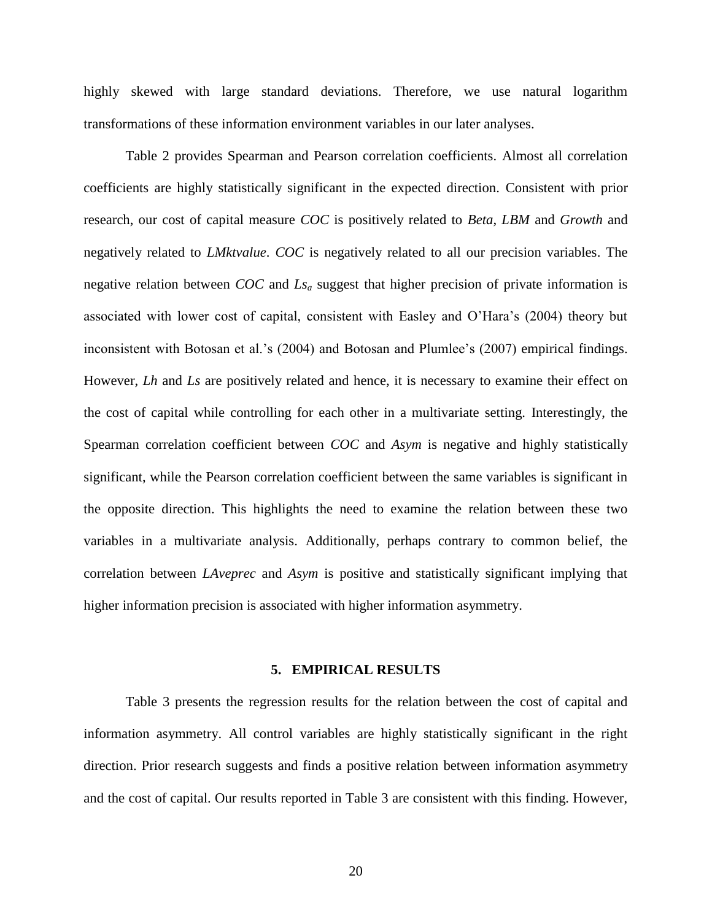highly skewed with large standard deviations. Therefore, we use natural logarithm transformations of these information environment variables in our later analyses.

Table 2 provides Spearman and Pearson correlation coefficients. Almost all correlation coefficients are highly statistically significant in the expected direction. Consistent with prior research, our cost of capital measure *COC* is positively related to *Beta*, *LBM* and *Growth* and negatively related to *LMktvalue*. *COC* is negatively related to all our precision variables. The negative relation between *COC* and $Ls_a$ suggest that higher precision of private information is associated with lower cost of capital, consistent with Easley and O'Hara's (2004) theory but inconsistent with Botosan et al.'s (2004) and Botosan and Plumlee's (2007) empirical findings. However, *Lh* and *Ls* are positively related and hence, it is necessary to examine their effect on the cost of capital while controlling for each other in a multivariate setting. Interestingly, the Spearman correlation coefficient between *COC* and *Asym* is negative and highly statistically significant, while the Pearson correlation coefficient between the same variables is significant in the opposite direction. This highlights the need to examine the relation between these two variables in a multivariate analysis. Additionally, perhaps contrary to common belief, the correlation between *LAveprec* and *Asym* is positive and statistically significant implying that higher information precision is associated with higher information asymmetry.

## 5. EMPIRICAL RESULTS

Table 3 presents the regression results for the relation between the cost of capital and information asymmetry. All control variables are highly statistically significant in the right direction. Prior research suggests and finds a positive relation between information asymmetry and the cost of capital. Our results reported in Table 3 are consistent with this finding. However,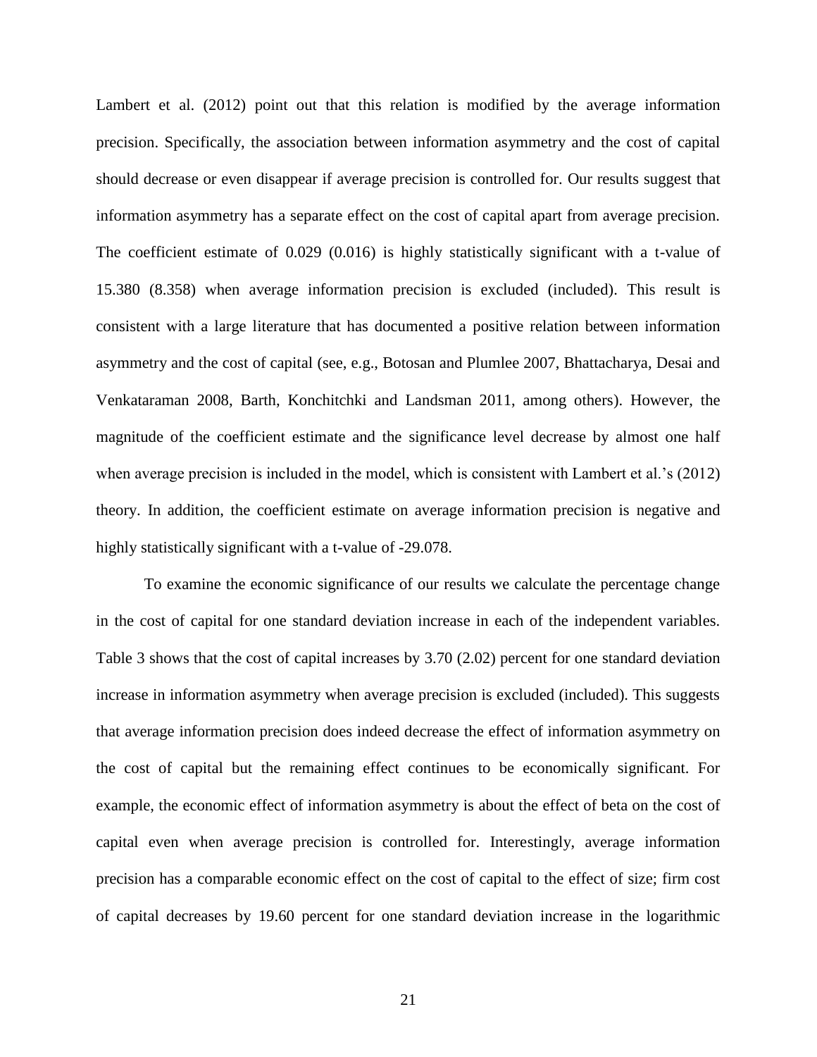Lambert et al. (2012) point out that this relation is modified by the average information precision. Specifically, the association between information asymmetry and the cost of capital should decrease or even disappear if average precision is controlled for. Our results suggest that information asymmetry has a separate effect on the cost of capital apart from average precision. The coefficient estimate of 0.029 (0.016) is highly statistically significant with a t-value of 15.380 (8.358) when average information precision is excluded (included). This result is consistent with a large literature that has documented a positive relation between information asymmetry and the cost of capital (see, e.g., Botosan and Plumlee 2007, Bhattacharya, Desai and Venkataraman 2008, Barth, Konchitchki and Landsman 2011, among others). However, the magnitude of the coefficient estimate and the significance level decrease by almost one half when average precision is included in the model, which is consistent with Lambert et al.'s (2012) theory. In addition, the coefficient estimate on average information precision is negative and highly statistically significant with a t-value of -29.078.

To examine the economic significance of our results we calculate the percentage change in the cost of capital for one standard deviation increase in each of the independent variables. Table 3 shows that the cost of capital increases by 3.70 (2.02) percent for one standard deviation increase in information asymmetry when average precision is excluded (included). This suggests that average information precision does indeed decrease the effect of information asymmetry on the cost of capital but the remaining effect continues to be economically significant. For example, the economic effect of information asymmetry is about the effect of beta on the cost of capital even when average precision is controlled for. Interestingly, average information precision has a comparable economic effect on the cost of capital to the effect of size; firm cost of capital decreases by 19.60 percent for one standard deviation increase in the logarithmic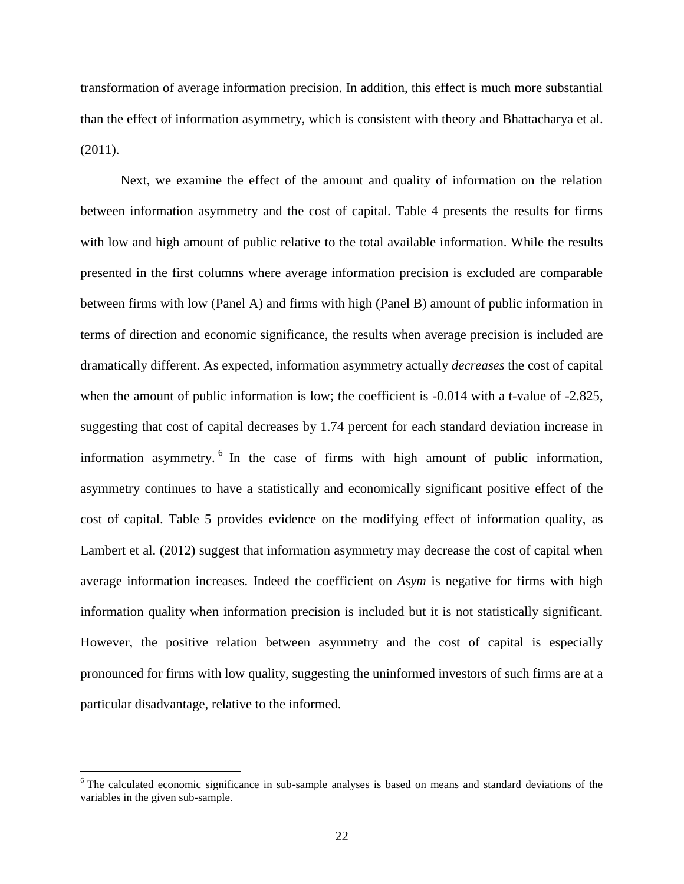transformation of average information precision. In addition, this effect is much more substantial than the effect of information asymmetry, which is consistent with theory and Bhattacharya et al. (2011).

Next, we examine the effect of the amount and quality of information on the relation between information asymmetry and the cost of capital. Table 4 presents the results for firms with low and high amount of public relative to the total available information. While the results presented in the first columns where average information precision is excluded are comparable between firms with low (Panel A) and firms with high (Panel B) amount of public information in terms of direction and economic significance, the results when average precision is included are dramatically different. As expected, information asymmetry actually *decreases* the cost of capital when the amount of public information is low; the coefficient is -0.014 with a t-value of -2.825, suggesting that cost of capital decreases by 1.74 percent for each standard deviation increase in information asymmetry.[6] In the case of firms with high amount of public information, asymmetry continues to have a statistically and economically significant positive effect of the cost of capital. Table 5 provides evidence on the modifying effect of information quality, as Lambert et al. (2012) suggest that information asymmetry may decrease the cost of capital when average information increases. Indeed the coefficient on *Asym* is negative for firms with high information quality when information precision is included but it is not statistically significant. However, the positive relation between asymmetry and the cost of capital is especially pronounced for firms with low quality, suggesting the uninformed investors of such firms are at a particular disadvantage, relative to the informed.

[6] The calculated economic significance in sub-sample analyses is based on means and standard deviations of the variables in the given sub-sample.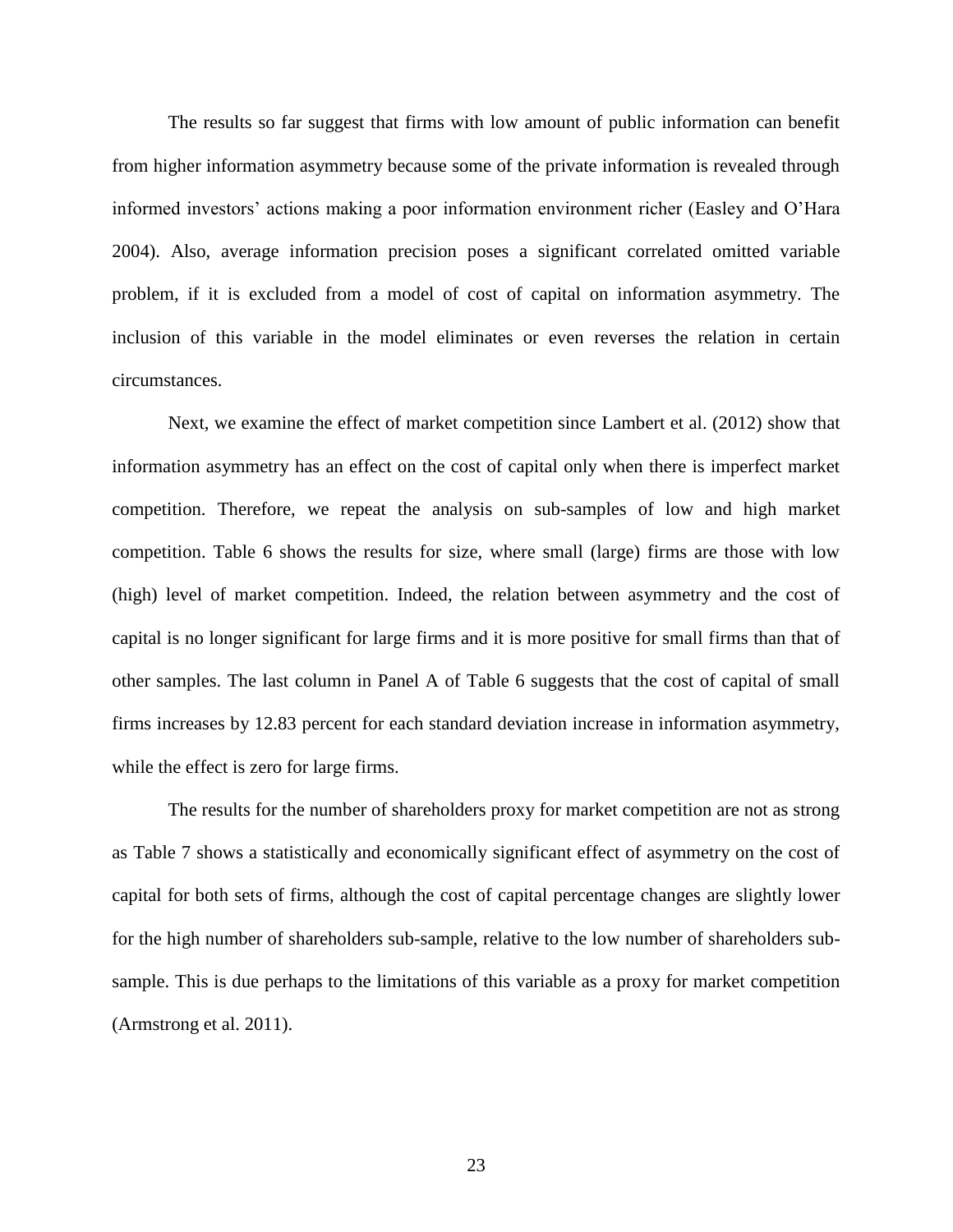The results so far suggest that firms with low amount of public information can benefit from higher information asymmetry because some of the private information is revealed through informed investors' actions making a poor information environment richer (Easley and O'Hara 2004). Also, average information precision poses a significant correlated omitted variable problem, if it is excluded from a model of cost of capital on information asymmetry. The inclusion of this variable in the model eliminates or even reverses the relation in certain circumstances.

Next, we examine the effect of market competition since Lambert et al. (2012) show that information asymmetry has an effect on the cost of capital only when there is imperfect market competition. Therefore, we repeat the analysis on sub-samples of low and high market competition. Table 6 shows the results for size, where small (large) firms are those with low (high) level of market competition. Indeed, the relation between asymmetry and the cost of capital is no longer significant for large firms and it is more positive for small firms than that of other samples. The last column in Panel A of Table 6 suggests that the cost of capital of small firms increases by 12.83 percent for each standard deviation increase in information asymmetry, while the effect is zero for large firms.

The results for the number of shareholders proxy for market competition are not as strong as Table 7 shows a statistically and economically significant effect of asymmetry on the cost of capital for both sets of firms, although the cost of capital percentage changes are slightly lower for the high number of shareholders sub-sample, relative to the low number of shareholders sub-sample. This is due perhaps to the limitations of this variable as a proxy for market competition (Armstrong et al. 2011).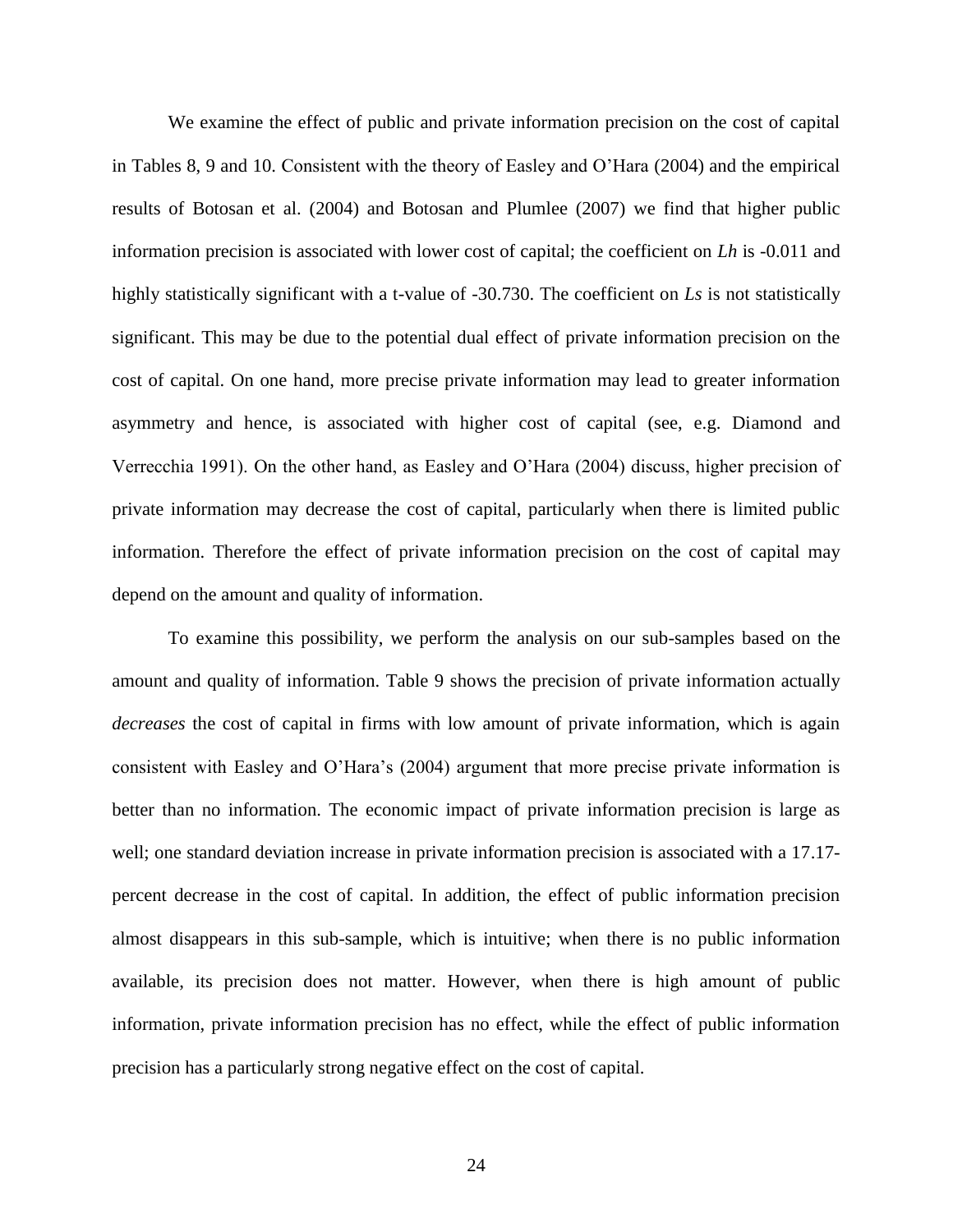We examine the effect of public and private information precision on the cost of capital in Tables 8, 9 and 10. Consistent with the theory of Easley and O'Hara (2004) and the empirical results of Botosan et al. (2004) and Botosan and Plumlee (2007) we find that higher public information precision is associated with lower cost of capital; the coefficient on *Lh* is -0.011 and highly statistically significant with a t-value of -30.730. The coefficient on *Ls* is not statistically significant. This may be due to the potential dual effect of private information precision on the cost of capital. On one hand, more precise private information may lead to greater information asymmetry and hence, is associated with higher cost of capital (see, e.g. Diamond and Verrecchia 1991). On the other hand, as Easley and O'Hara (2004) discuss, higher precision of private information may decrease the cost of capital, particularly when there is limited public information. Therefore the effect of private information precision on the cost of capital may depend on the amount and quality of information.

To examine this possibility, we perform the analysis on our sub-samples based on the amount and quality of information. Table 9 shows the precision of private information actually *decreases* the cost of capital in firms with low amount of private information, which is again consistent with Easley and O'Hara's (2004) argument that more precise private information is better than no information. The economic impact of private information precision is large as well; one standard deviation increase in private information precision is associated with a 17.17-percent decrease in the cost of capital. In addition, the effect of public information precision almost disappears in this sub-sample, which is intuitive; when there is no public information available, its precision does not matter. However, when there is high amount of public information, private information precision has no effect, while the effect of public information precision has a particularly strong negative effect on the cost of capital.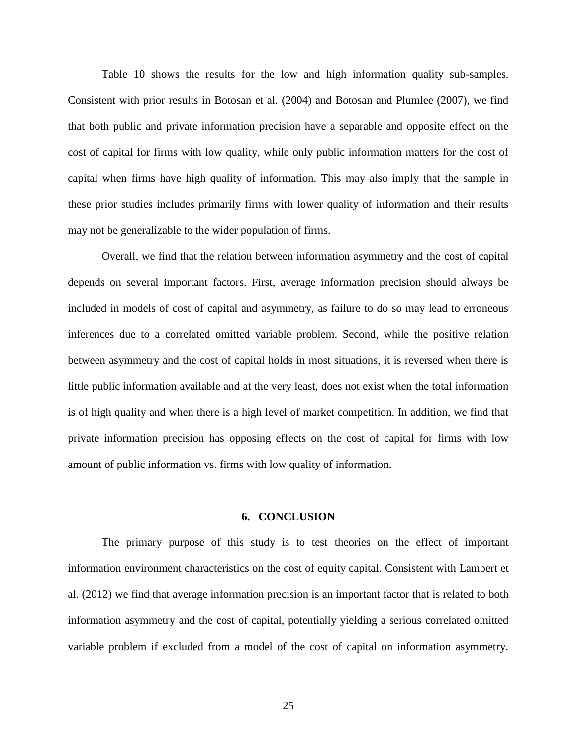Table 10 shows the results for the low and high information quality sub-samples. Consistent with prior results in Botosan et al. (2004) and Botosan and Plumlee (2007), we find that both public and private information precision have a separable and opposite effect on the cost of capital for firms with low quality, while only public information matters for the cost of capital when firms have high quality of information. This may also imply that the sample in these prior studies includes primarily firms with lower quality of information and their results may not be generalizable to the wider population of firms.

Overall, we find that the relation between information asymmetry and the cost of capital depends on several important factors. First, average information precision should always be included in models of cost of capital and asymmetry, as failure to do so may lead to erroneous inferences due to a correlated omitted variable problem. Second, while the positive relation between asymmetry and the cost of capital holds in most situations, it is reversed when there is little public information available and at the very least, does not exist when the total information is of high quality and when there is a high level of market competition. In addition, we find that private information precision has opposing effects on the cost of capital for firms with low amount of public information vs. firms with low quality of information.

## 6. CONCLUSION

The primary purpose of this study is to test theories on the effect of important information environment characteristics on the cost of equity capital. Consistent with Lambert et al. (2012) we find that average information precision is an important factor that is related to both information asymmetry and the cost of capital, potentially yielding a serious correlated omitted variable problem if excluded from a model of the cost of capital on information asymmetry.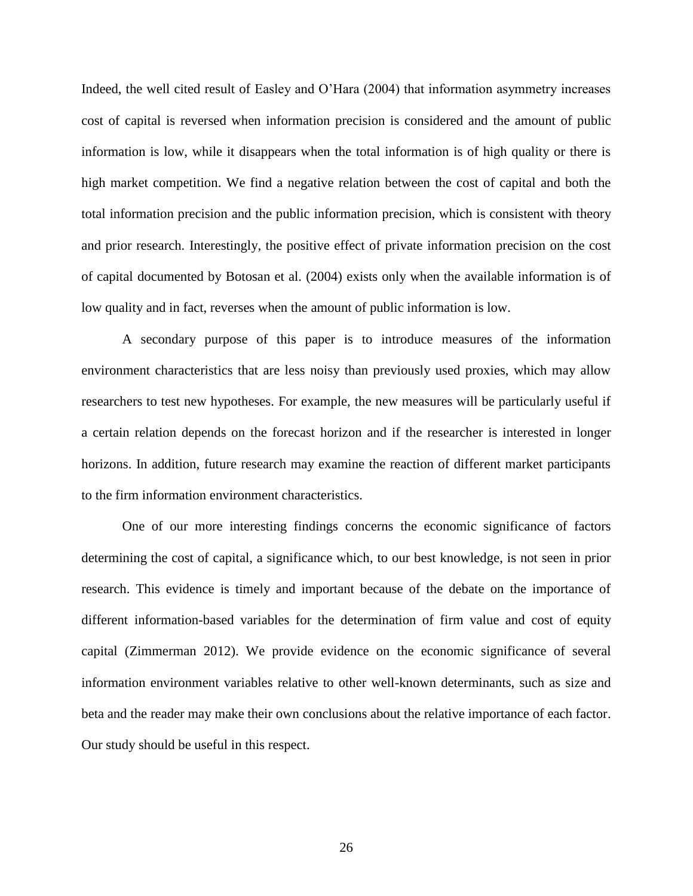Indeed, the well cited result of Easley and O'Hara (2004) that information asymmetry increases cost of capital is reversed when information precision is considered and the amount of public information is low, while it disappears when the total information is of high quality or there is high market competition. We find a negative relation between the cost of capital and both the total information precision and the public information precision, which is consistent with theory and prior research. Interestingly, the positive effect of private information precision on the cost of capital documented by Botosan et al. (2004) exists only when the available information is of low quality and in fact, reverses when the amount of public information is low.

A secondary purpose of this paper is to introduce measures of the information environment characteristics that are less noisy than previously used proxies, which may allow researchers to test new hypotheses. For example, the new measures will be particularly useful if a certain relation depends on the forecast horizon and if the researcher is interested in longer horizons. In addition, future research may examine the reaction of different market participants to the firm information environment characteristics.

One of our more interesting findings concerns the economic significance of factors determining the cost of capital, a significance which, to our best knowledge, is not seen in prior research. This evidence is timely and important because of the debate on the importance of different information-based variables for the determination of firm value and cost of equity capital (Zimmerman 2012). We provide evidence on the economic significance of several information environment variables relative to other well-known determinants, such as size and beta and the reader may make their own conclusions about the relative importance of each factor. Our study should be useful in this respect.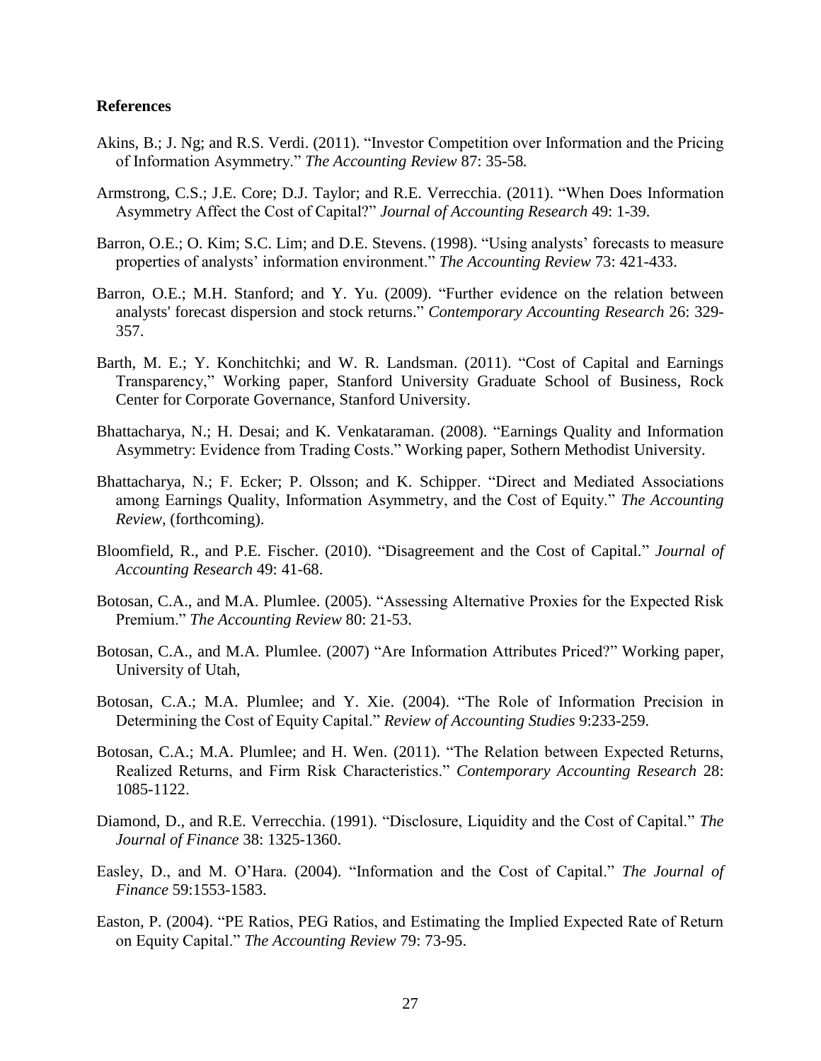**References**

Akins, B.; J. Ng; and R.S. Verdi. (2011). "Investor Competition over Information and the Pricing of Information Asymmetry." *The Accounting Review* 87: 35-58.

Armstrong, C.S.; J.E. Core; D.J. Taylor; and R.E. Verrecchia. (2011). "When Does Information Asymmetry Affect the Cost of Capital?" *Journal of Accounting Research* 49: 1-39.

Barron, O.E.; O. Kim; S.C. Lim; and D.E. Stevens. (1998). "Using analysts' forecasts to measure properties of analysts' information environment." *The Accounting Review* 73: 421-433.

Barron, O.E.; M.H. Stanford; and Y. Yu. (2009). "Further evidence on the relation between analysts' forecast dispersion and stock returns." *Contemporary Accounting Research* 26: 329-357.

Barth, M. E.; Y. Konchitchki; and W. R. Landsman. (2011). "Cost of Capital and Earnings Transparency," Working paper, Stanford University Graduate School of Business, Rock Center for Corporate Governance, Stanford University.

Bhattacharya, N.; H. Desai; and K. Venkataraman. (2008). "Earnings Quality and Information Asymmetry: Evidence from Trading Costs." Working paper, Sothern Methodist University.

Bhattacharya, N.; F. Ecker; P. Olsson; and K. Schipper. "Direct and Mediated Associations among Earnings Quality, Information Asymmetry, and the Cost of Equity." *The Accounting Review*, (forthcoming).

Bloomfield, R., and P.E. Fischer. (2010). "Disagreement and the Cost of Capital." *Journal of Accounting Research* 49: 41-68.

Botosan, C.A., and M.A. Plumlee. (2005). "Assessing Alternative Proxies for the Expected Risk Premium." *The Accounting Review* 80: 21-53.

Botosan, C.A., and M.A. Plumlee. (2007) "Are Information Attributes Priced?" Working paper, University of Utah,

Botosan, C.A.; M.A. Plumlee; and Y. Xie. (2004). "The Role of Information Precision in Determining the Cost of Equity Capital." *Review of Accounting Studies* 9:233-259.

Botosan, C.A.; M.A. Plumlee; and H. Wen. (2011). "The Relation between Expected Returns, Realized Returns, and Firm Risk Characteristics." *Contemporary Accounting Research* 28: 1085-1122.

Diamond, D., and R.E. Verrecchia. (1991). "Disclosure, Liquidity and the Cost of Capital." *The Journal of Finance* 38: 1325-1360.

Easley, D., and M. O'Hara. (2004). "Information and the Cost of Capital." *The Journal of Finance* 59:1553-1583.

Easton, P. (2004). "PE Ratios, PEG Ratios, and Estimating the Implied Expected Rate of Return on Equity Capital." *The Accounting Review* 79: 73-95.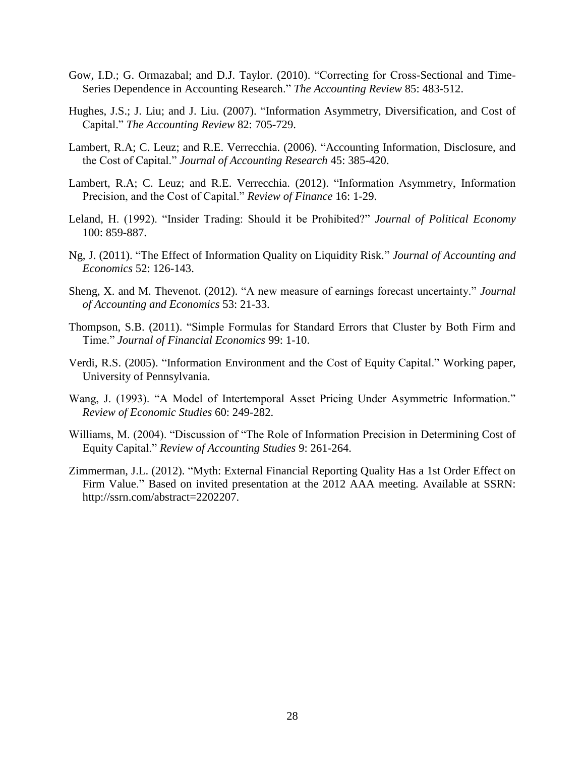Gow, I.D.; G. Ormazabal; and D.J. Taylor. (2010). "Correcting for Cross-Sectional and Time-Series Dependence in Accounting Research." *The Accounting Review* 85: 483-512.

Hughes, J.S.; J. Liu; and J. Liu. (2007). "Information Asymmetry, Diversification, and Cost of Capital." *The Accounting Review* 82: 705-729.

Lambert, R.A; C. Leuz; and R.E. Verrecchia. (2006). "Accounting Information, Disclosure, and the Cost of Capital." *Journal of Accounting Research* 45: 385-420.

Lambert, R.A; C. Leuz; and R.E. Verrecchia. (2012). "Information Asymmetry, Information Precision, and the Cost of Capital." *Review of Finance* 16: 1-29.

Leland, H. (1992). "Insider Trading: Should it be Prohibited?" *Journal of Political Economy* 100: 859-887.

Ng, J. (2011). "The Effect of Information Quality on Liquidity Risk." *Journal of Accounting and Economics* 52: 126-143.

Sheng, X. and M. Thevenot. (2012). "A new measure of earnings forecast uncertainty." *Journal of Accounting and Economics* 53: 21-33.

Thompson, S.B. (2011). "Simple Formulas for Standard Errors that Cluster by Both Firm and Time." *Journal of Financial Economics* 99: 1-10.

Verdi, R.S. (2005). "Information Environment and the Cost of Equity Capital." Working paper, University of Pennsylvania.

Wang, J. (1993). "A Model of Intertemporal Asset Pricing Under Asymmetric Information." *Review of Economic Studies* 60: 249-282.

Williams, M. (2004). "Discussion of "The Role of Information Precision in Determining Cost of Equity Capital." *Review of Accounting Studies* 9: 261-264.

Zimmerman, J.L. (2012). "Myth: External Financial Reporting Quality Has a 1st Order Effect on Firm Value." Based on invited presentation at the 2012 AAA meeting. Available at SSRN: http://ssrn.com/abstract=2202207.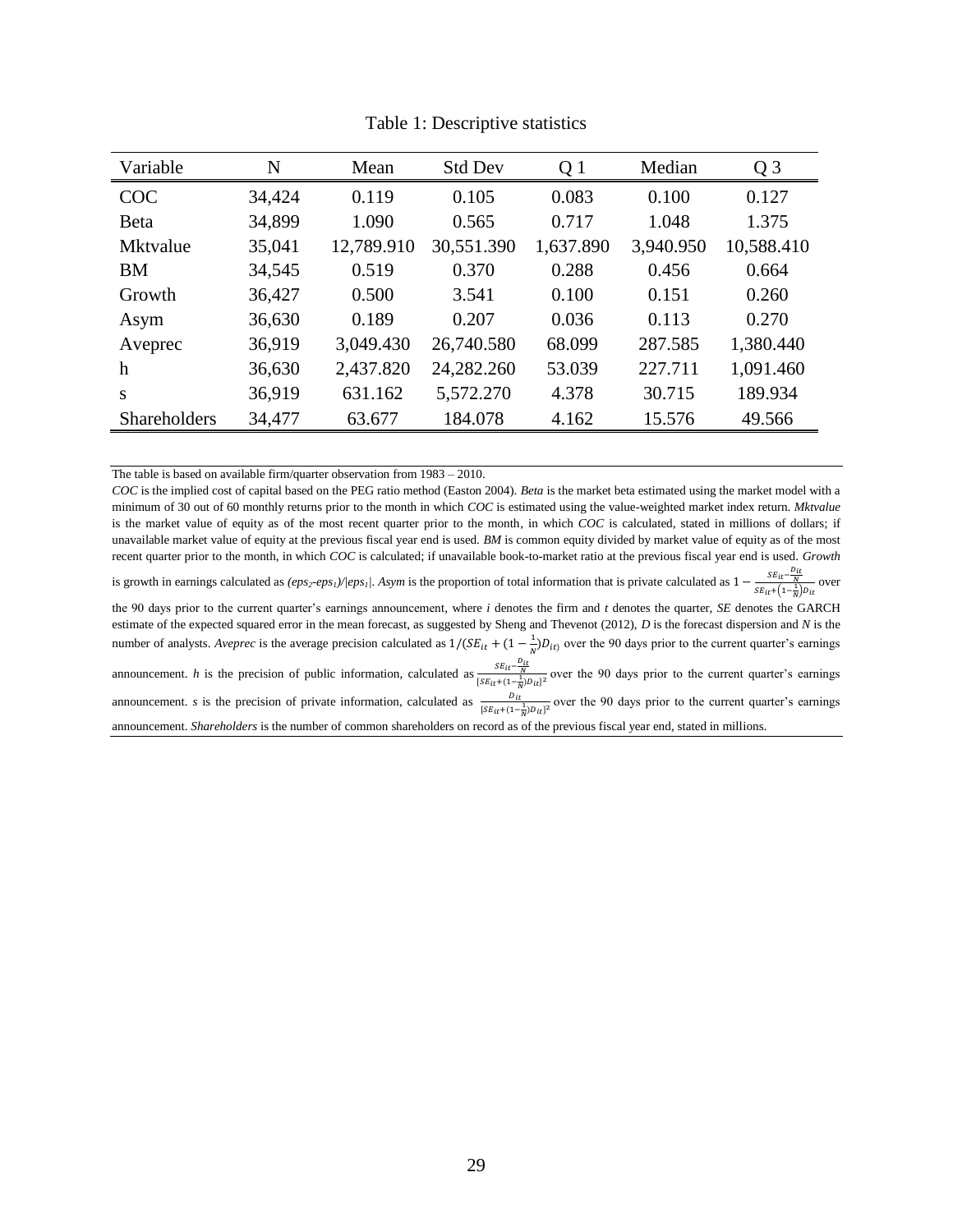Table 1: Descriptive statistics

| Variable | N | Mean | Std Dev | Q 1 | Median | Q 3 |
|---|---|---|---|---|---|---|
| COC | 34,424 | 0.119 | 0.105 | 0.083 | 0.100 | 0.127 |
| Beta | 34,899 | 1.090 | 0.565 | 0.717 | 1.048 | 1.375 |
| Mktvalue | 35,041 | 12,789.910 | 30,551.390 | 1,637.890 | 3,940.950 | 10,588.410 |
| BM | 34,545 | 0.519 | 0.370 | 0.288 | 0.456 | 0.664 |
| Growth | 36,427 | 0.500 | 3.541 | 0.100 | 0.151 | 0.260 |
| Asym | 36,630 | 0.189 | 0.207 | 0.036 | 0.113 | 0.270 |
| Aveprec | 36,919 | 3,049.430 | 26,740.580 | 68.099 | 287.585 | 1,380.440 |
| h | 36,630 | 2,437.820 | 24,282.260 | 53.039 | 227.711 | 1,091.460 |
| s | 36,919 | 631.162 | 5,572.270 | 4.378 | 30.715 | 189.934 |
| Shareholders | 34,477 | 63.677 | 184.078 | 4.162 | 15.576 | 49.566 |

The table is based on available firm/quarter observation from 1983 – 2010.

*COC* is the implied cost of capital based on the PEG ratio method (Easton 2004). *Beta* is the market beta estimated using the market model with a minimum of 30 out of 60 monthly returns prior to the month in which *COC* is estimated using the value-weighted market index return. *Mktvalue* is the market value of equity as of the most recent quarter prior to the month, in which *COC* is calculated, stated in millions of dollars; if unavailable market value of equity at the previous fiscal year end is used. *BM* is common equity divided by market value of equity as of the most recent quarter prior to the month, in which *COC* is calculated; if unavailable book-to-market ratio at the previous fiscal year end is used. *Growth* is growth in earnings calculated as $(eps_2\text{-}eps_1)/|eps_1|$. *Asym* is the proportion of total information that is private calculated as $1 - \frac{SE_{it} - \frac{D_{it}}{N}}{SE_{it} + \left(1 - \frac{1}{N}\right)D_{it}}$ over the 90 days prior to the current quarter's earnings announcement, where *i* denotes the firm and *t* denotes the quarter, *SE* denotes the GARCH estimate of the expected squared error in the mean forecast, as suggested by Sheng and Thevenot (2012), *D* is the forecast dispersion and *N* is the number of analysts. *Aveprec* is the average precision calculated as $1/(SE_{it} + (1 - \frac{1}{N})D_{it})$ over the 90 days prior to the current quarter's earnings announcement. *h* is the precision of public information, calculated as $\frac{SE_{it} - \frac{D_{it}}{N}}{[SE_{it} + (1 - \frac{1}{N})D_{it}]^2}$ over the 90 days prior to the current quarter's earnings announcement. *s* is the precision of private information, calculated as $\frac{D_{it}}{[SE_{it} + (1 - \frac{1}{N})D_{it}]^2}$ over the 90 days prior to the current quarter's earnings announcement. *Shareholders* is the number of common shareholders on record as of the previous fiscal year end, stated in millions.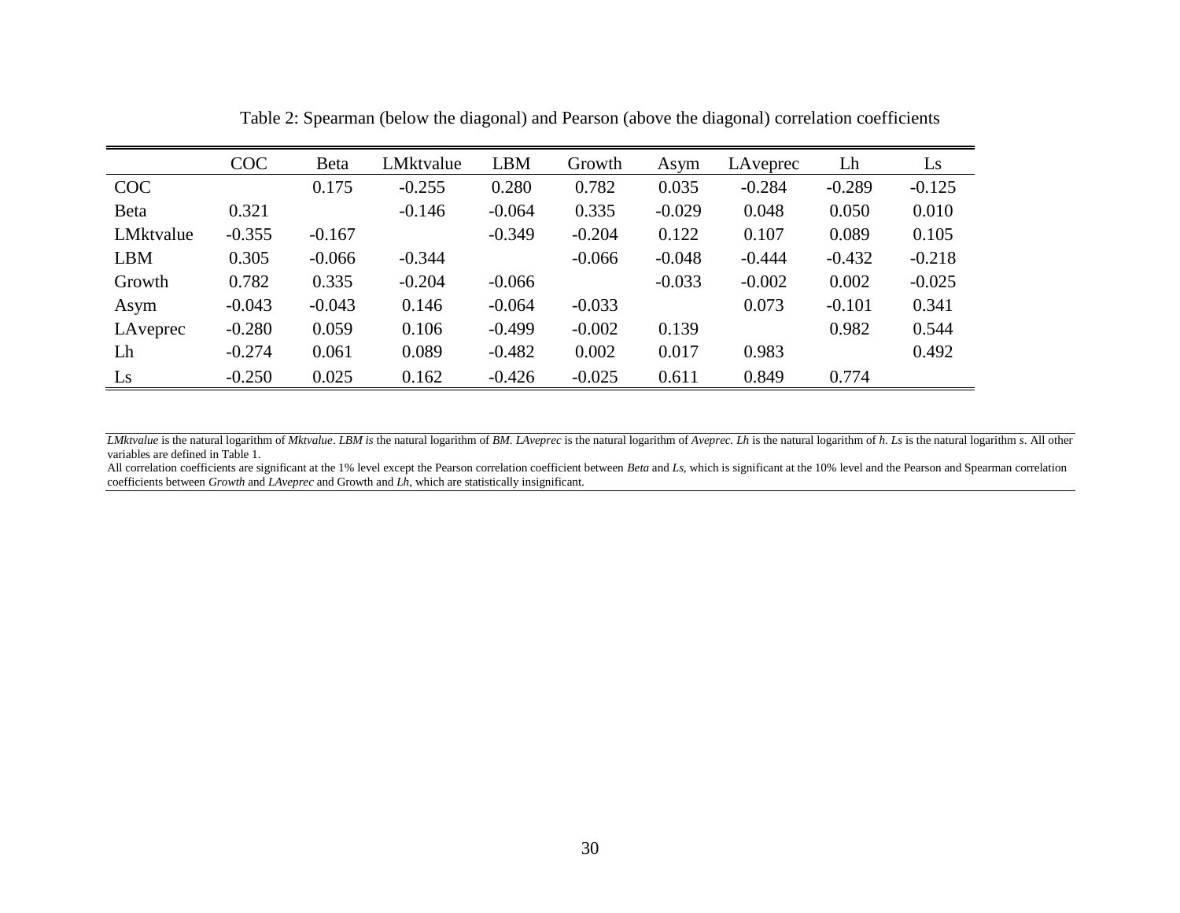Table 2: Spearman (below the diagonal) and Pearson (above the diagonal) correlation coefficients

| | COC | Beta | LMktvalue | LBM | Growth | Asym | LAveprec | Lh | Ls |
|---|---|---|---|---|---|---|---|---|---|
| COC | | 0.175 | -0.255 | 0.280 | 0.782 | 0.035 | -0.284 | -0.289 | -0.125 |
| Beta | 0.321 | | -0.146 | -0.064 | 0.335 | -0.029 | 0.048 | 0.050 | 0.010 |
| LMktvalue | -0.355 | -0.167 | | -0.349 | -0.204 | 0.122 | 0.107 | 0.089 | 0.105 |
| LBM | 0.305 | -0.066 | -0.344 | | -0.066 | -0.048 | -0.444 | -0.432 | -0.218 |
| Growth | 0.782 | 0.335 | -0.204 | -0.066 | | -0.033 | -0.002 | 0.002 | -0.025 |
| Asym | -0.043 | -0.043 | 0.146 | -0.064 | -0.033 | | 0.073 | -0.101 | 0.341 |
| LAveprec | -0.280 | 0.059 | 0.106 | -0.499 | -0.002 | 0.139 | | 0.982 | 0.544 |
| Lh | -0.274 | 0.061 | 0.089 | -0.482 | 0.002 | 0.017 | 0.983 | | 0.492 |
| Ls | -0.250 | 0.025 | 0.162 | -0.426 | -0.025 | 0.611 | 0.849 | 0.774 | |

*LMktvalue* is the natural logarithm of *Mktvalue*. *LBM is* the natural logarithm of *BM*. *LAveprec* is the natural logarithm of *Aveprec*. *Lh* is the natural logarithm of *h*. *Ls* is the natural logarithm *s*. All other variables are defined in Table 1.

All correlation coefficients are significant at the 1% level except the Pearson correlation coefficient between *Beta* and *Ls*, which is significant at the 10% level and the Pearson and Spearman correlation coefficients between *Growth* and *LAveprec* and Growth and *Lh*, which are statistically insignificant.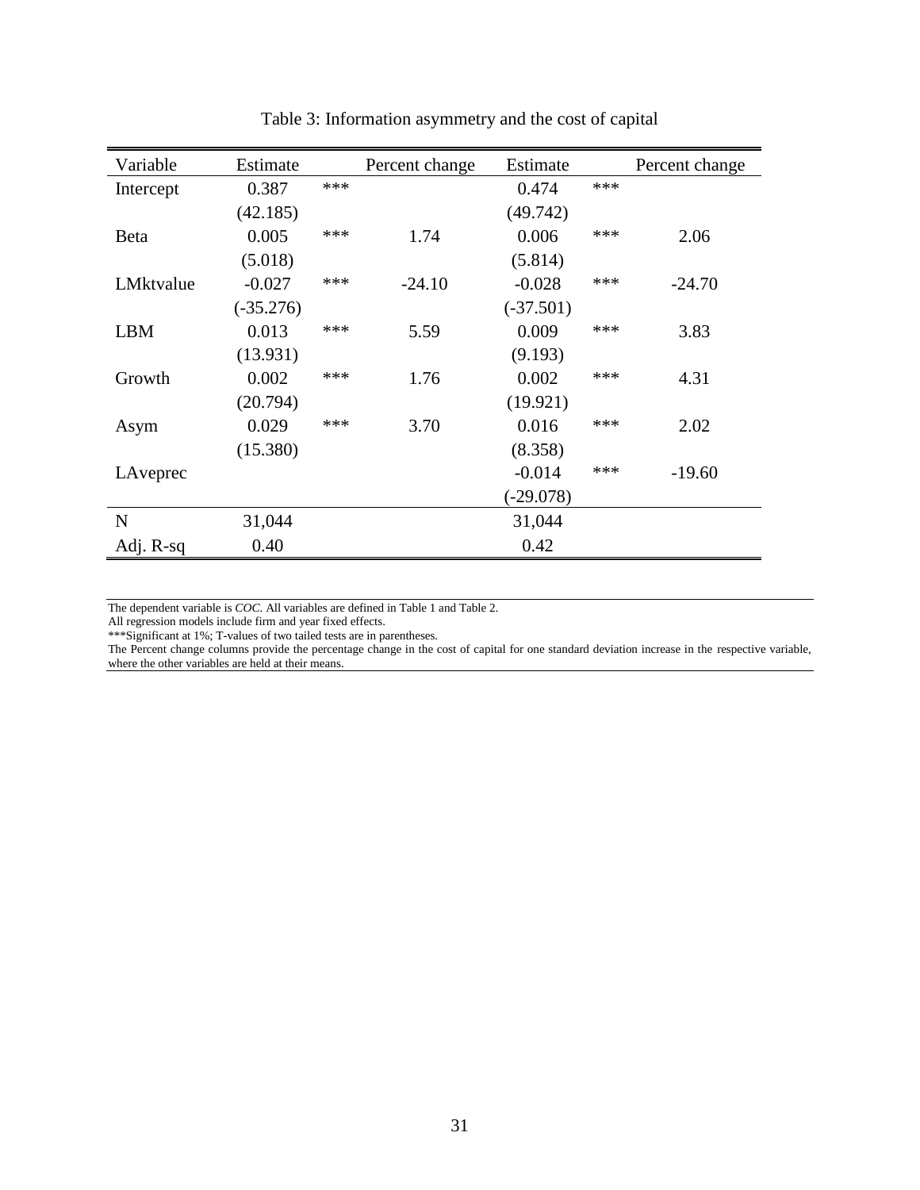Table 3: Information asymmetry and the cost of capital

| Variable | Estimate | | Percent change | Estimate | | Percent change |
|---|---|---|---|---|---|---|
| Intercept | 0.387 | *** | | 0.474 | *** | |
| | (42.185) | | | (49.742) | | |
| Beta | 0.005 | *** | 1.74 | 0.006 | *** | 2.06 |
| | (5.018) | | | (5.814) | | |
| LMktvalue | -0.027 | *** | -24.10 | -0.028 | *** | -24.70 |
| | (-35.276) | | | (-37.501) | | |
| LBM | 0.013 | *** | 5.59 | 0.009 | *** | 3.83 |
| | (13.931) | | | (9.193) | | |
| Growth | 0.002 | *** | 1.76 | 0.002 | *** | 4.31 |
| | (20.794) | | | (19.921) | | |
| Asym | 0.029 | *** | 3.70 | 0.016 | *** | 2.02 |
| | (15.380) | | | (8.358) | | |
| LAveprec | | | | -0.014 | *** | -19.60 |
| | | | | (-29.078) | | |
| N | 31,044 | | | 31,044 | | |
| Adj. R-sq | 0.40 | | | 0.42 | | |

The dependent variable is *COC*. All variables are defined in Table 1 and Table 2.
All regression models include firm and year fixed effects.
***Significant at 1%; T-values of two tailed tests are in parentheses.
The Percent change columns provide the percentage change in the cost of capital for one standard deviation increase in the respective variable, where the other variables are held at their means.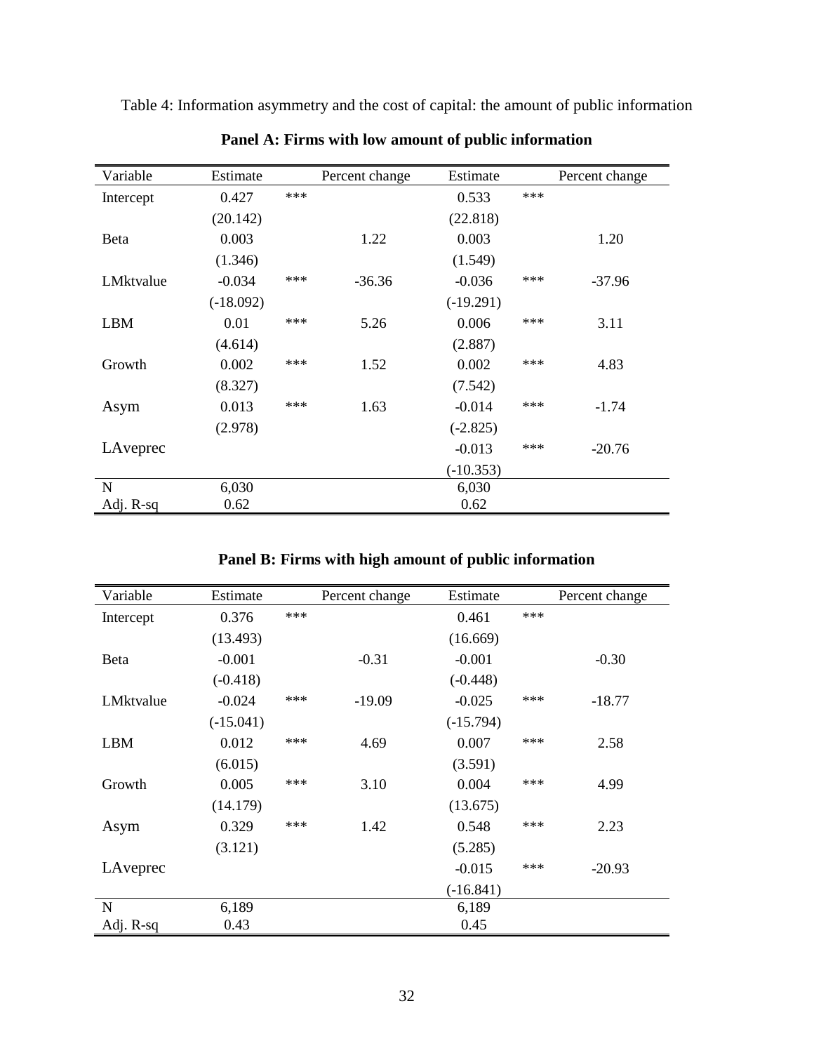Table 4: Information asymmetry and the cost of capital: the amount of public information

**Panel A: Firms with low amount of public information**

| Variable | Estimate | | Percent change | Estimate | | Percent change |
|---|---|---|---|---|---|---|
| Intercept | 0.427 | *** | | 0.533 | *** | |
| | (20.142) | | | (22.818) | | |
| Beta | 0.003 | | 1.22 | 0.003 | | 1.20 |
| | (1.346) | | | (1.549) | | |
| LMktvalue | -0.034 | *** | -36.36 | -0.036 | *** | -37.96 |
| | (-18.092) | | | (-19.291) | | |
| LBM | 0.01 | *** | 5.26 | 0.006 | *** | 3.11 |
| | (4.614) | | | (2.887) | | |
| Growth | 0.002 | *** | 1.52 | 0.002 | *** | 4.83 |
| | (8.327) | | | (7.542) | | |
| Asym | 0.013 | *** | 1.63 | -0.014 | *** | -1.74 |
| | (2.978) | | | (-2.825) | | |
| LAveprec | | | | -0.013 | *** | -20.76 |
| | | | | (-10.353) | | |
| N | 6,030 | | | 6,030 | | |
| Adj. R-sq | 0.62 | | | 0.62 | | |

**Panel B: Firms with high amount of public information**

| Variable | Estimate | | Percent change | Estimate | | Percent change |
|---|---|---|---|---|---|---|
| Intercept | 0.376 | *** | | 0.461 | *** | |
| | (13.493) | | | (16.669) | | |
| Beta | -0.001 | | -0.31 | -0.001 | | -0.30 |
| | (-0.418) | | | (-0.448) | | |
| LMktvalue | -0.024 | *** | -19.09 | -0.025 | *** | -18.77 |
| | (-15.041) | | | (-15.794) | | |
| LBM | 0.012 | *** | 4.69 | 0.007 | *** | 2.58 |
| | (6.015) | | | (3.591) | | |
| Growth | 0.005 | *** | 3.10 | 0.004 | *** | 4.99 |
| | (14.179) | | | (13.675) | | |
| Asym | 0.329 | *** | 1.42 | 0.548 | *** | 2.23 |
| | (3.121) | | | (5.285) | | |
| LAveprec | | | | -0.015 | *** | -20.93 |
| | | | | (-16.841) | | |
| N | 6,189 | | | 6,189 | | |
| Adj. R-sq | 0.43 | | | 0.45 | | |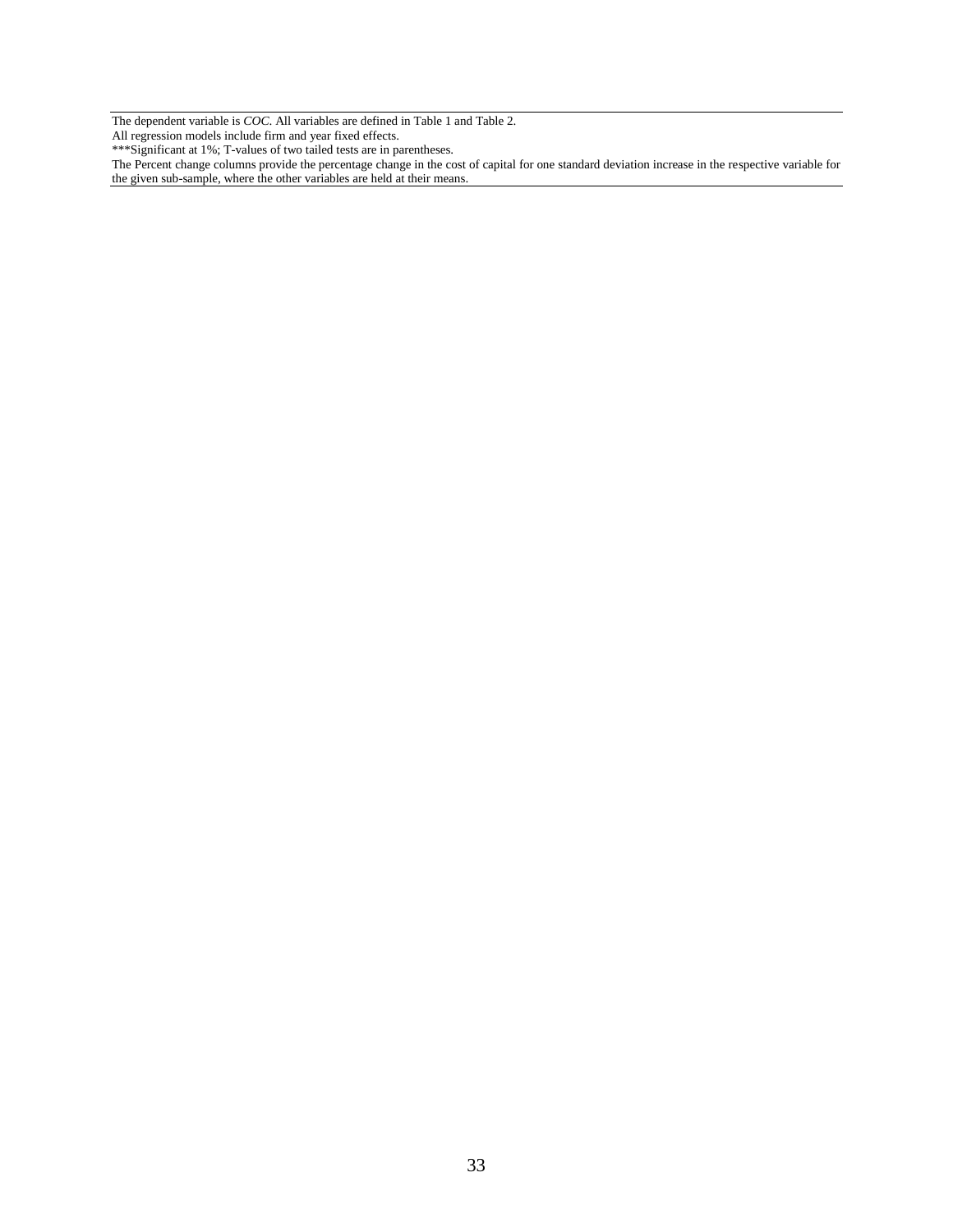The dependent variable is *COC*. All variables are defined in Table 1 and Table 2.
All regression models include firm and year fixed effects.
***Significant at 1%; T-values of two tailed tests are in parentheses.
The Percent change columns provide the percentage change in the cost of capital for one standard deviation increase in the respective variable for the given sub-sample, where the other variables are held at their means.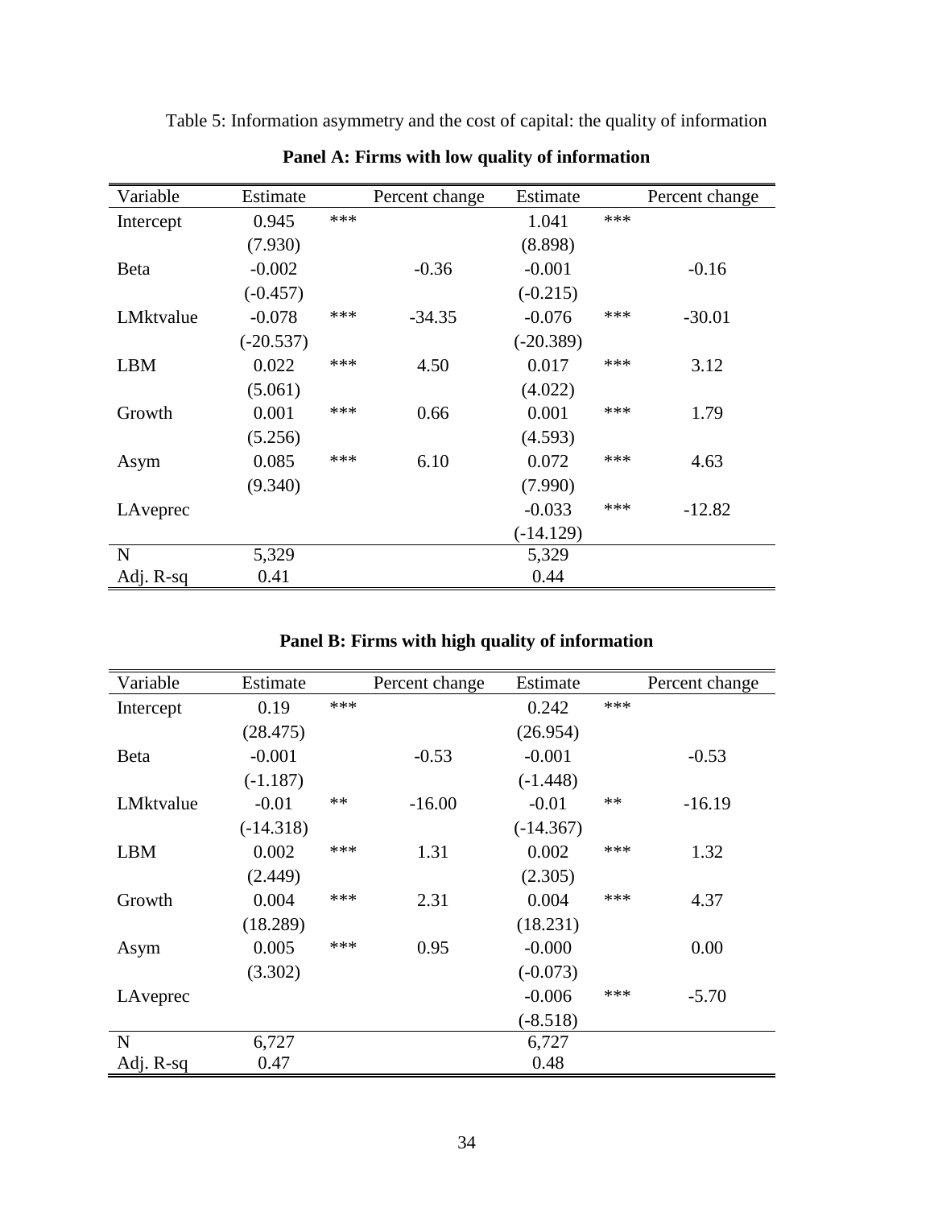Table 5: Information asymmetry and the cost of capital: the quality of information

**Panel A: Firms with low quality of information**

| Variable | Estimate | | Percent change | Estimate | | Percent change |
|---|---|---|---|---|---|---|
| Intercept | 0.945 | *** | | 1.041 | *** | |
| | (7.930) | | | (8.898) | | |
| Beta | -0.002 | | -0.36 | -0.001 | | -0.16 |
| | (-0.457) | | | (-0.215) | | |
| LMktvalue | -0.078 | *** | -34.35 | -0.076 | *** | -30.01 |
| | (-20.537) | | | (-20.389) | | |
| LBM | 0.022 | *** | 4.50 | 0.017 | *** | 3.12 |
| | (5.061) | | | (4.022) | | |
| Growth | 0.001 | *** | 0.66 | 0.001 | *** | 1.79 |
| | (5.256) | | | (4.593) | | |
| Asym | 0.085 | *** | 6.10 | 0.072 | *** | 4.63 |
| | (9.340) | | | (7.990) | | |
| LAveprec | | | | -0.033 | *** | -12.82 |
| | | | | (-14.129) | | |
| N | 5,329 | | | 5,329 | | |
| Adj. R-sq | 0.41 | | | 0.44 | | |

**Panel B: Firms with high quality of information**

| Variable | Estimate | | Percent change | Estimate | | Percent change |
|---|---|---|---|---|---|---|
| Intercept | 0.19 | *** | | 0.242 | *** | |
| | (28.475) | | | (26.954) | | |
| Beta | -0.001 | | -0.53 | -0.001 | | -0.53 |
| | (-1.187) | | | (-1.448) | | |
| LMktvalue | -0.01 | ** | -16.00 | -0.01 | ** | -16.19 |
| | (-14.318) | | | (-14.367) | | |
| LBM | 0.002 | *** | 1.31 | 0.002 | *** | 1.32 |
| | (2.449) | | | (2.305) | | |
| Growth | 0.004 | *** | 2.31 | 0.004 | *** | 4.37 |
| | (18.289) | | | (18.231) | | |
| Asym | 0.005 | *** | 0.95 | -0.000 | | 0.00 |
| | (3.302) | | | (-0.073) | | |
| LAveprec | | | | -0.006 | *** | -5.70 |
| | | | | (-8.518) | | |
| N | 6,727 | | | 6,727 | | |
| Adj. R-sq | 0.47 | | | 0.48 | | |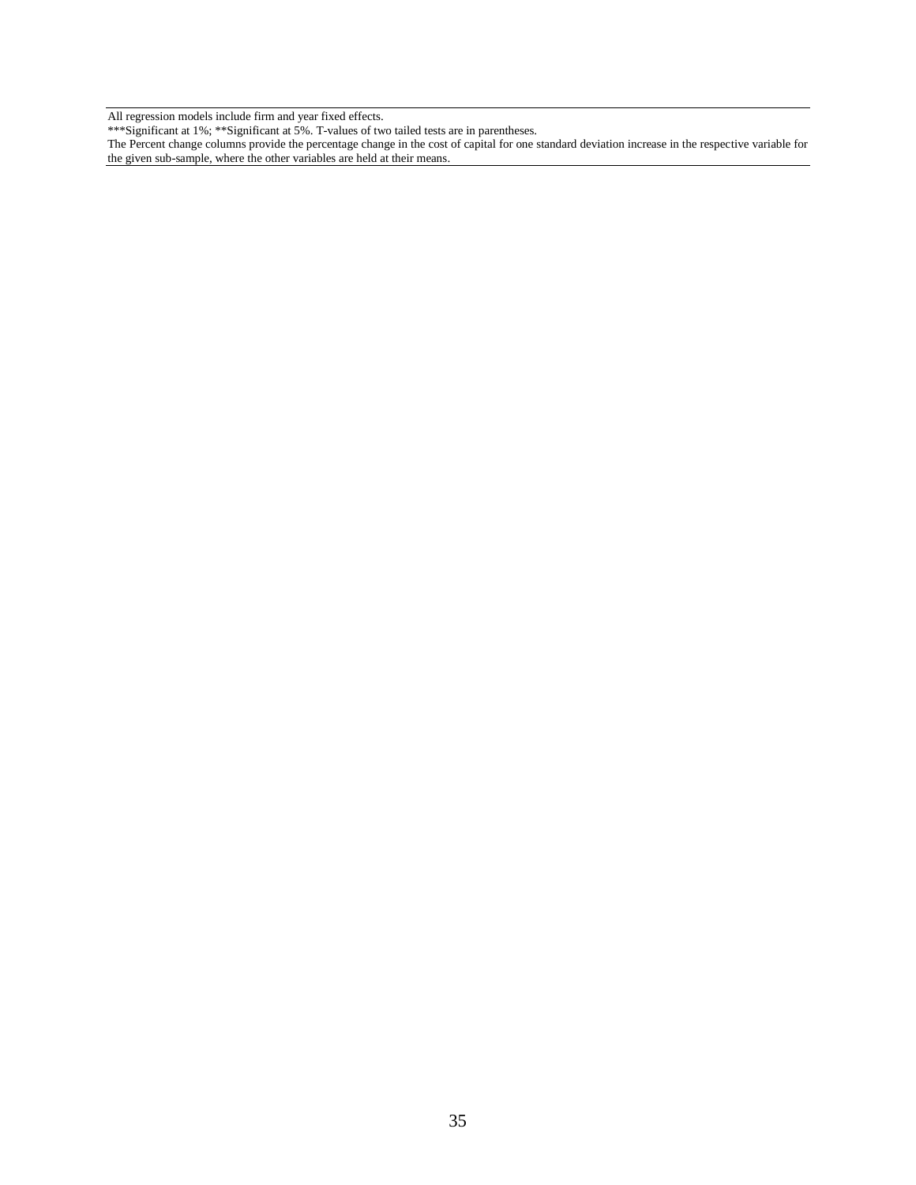All regression models include firm and year fixed effects.

***Significant at 1%; **Significant at 5%. T-values of two tailed tests are in parentheses.

The Percent change columns provide the percentage change in the cost of capital for one standard deviation increase in the respective variable for the given sub-sample, where the other variables are held at their means.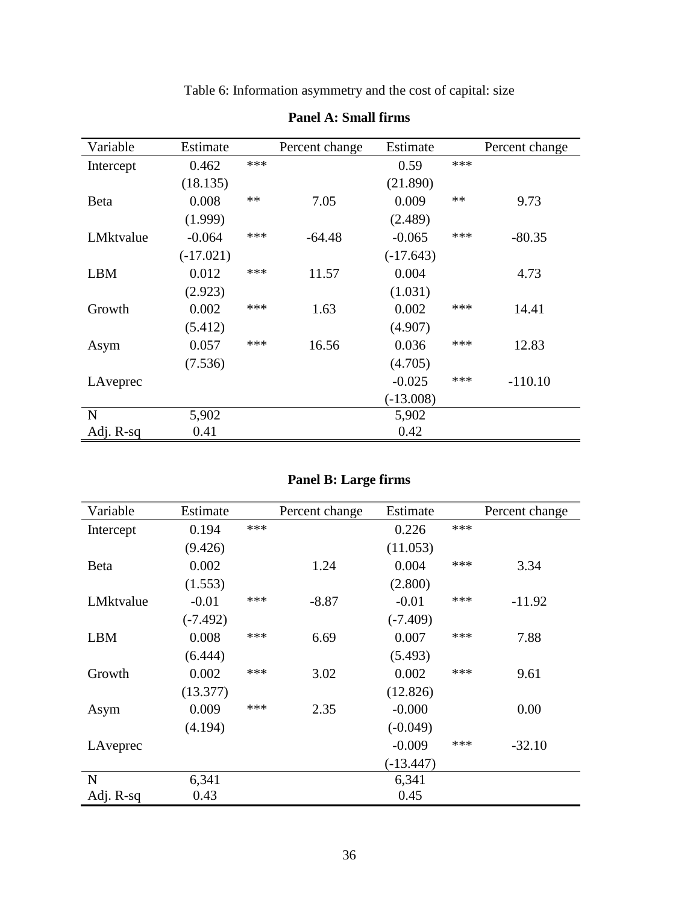Table 6: Information asymmetry and the cost of capital: size

**Panel A: Small firms**

| Variable | Estimate | | Percent change | Estimate | | Percent change |
|---|---|---|---|---|---|---|
| Intercept | 0.462 | *** | | 0.59 | *** | |
| | (18.135) | | | (21.890) | | |
| Beta | 0.008 | ** | 7.05 | 0.009 | ** | 9.73 |
| | (1.999) | | | (2.489) | | |
| LMktvalue | -0.064 | *** | -64.48 | -0.065 | *** | -80.35 |
| | (-17.021) | | | (-17.643) | | |
| LBM | 0.012 | *** | 11.57 | 0.004 | | 4.73 |
| | (2.923) | | | (1.031) | | |
| Growth | 0.002 | *** | 1.63 | 0.002 | *** | 14.41 |
| | (5.412) | | | (4.907) | | |
| Asym | 0.057 | *** | 16.56 | 0.036 | *** | 12.83 |
| | (7.536) | | | (4.705) | | |
| LAveprec | | | | -0.025 | *** | -110.10 |
| | | | | (-13.008) | | |
| N | 5,902 | | | 5,902 | | |
| Adj. R-sq | 0.41 | | | 0.42 | | |

**Panel B: Large firms**

| Variable | Estimate | | Percent change | Estimate | | Percent change |
|---|---|---|---|---|---|---|
| Intercept | 0.194 | *** | | 0.226 | *** | |
| | (9.426) | | | (11.053) | | |
| Beta | 0.002 | | 1.24 | 0.004 | *** | 3.34 |
| | (1.553) | | | (2.800) | | |
| LMktvalue | -0.01 | *** | -8.87 | -0.01 | *** | -11.92 |
| | (-7.492) | | | (-7.409) | | |
| LBM | 0.008 | *** | 6.69 | 0.007 | *** | 7.88 |
| | (6.444) | | | (5.493) | | |
| Growth | 0.002 | *** | 3.02 | 0.002 | *** | 9.61 |
| | (13.377) | | | (12.826) | | |
| Asym | 0.009 | *** | 2.35 | -0.000 | | 0.00 |
| | (4.194) | | | (-0.049) | | |
| LAveprec | | | | -0.009 | *** | -32.10 |
| | | | | (-13.447) | | |
| N | 6,341 | | | 6,341 | | |
| Adj. R-sq | 0.43 | | | 0.45 | | |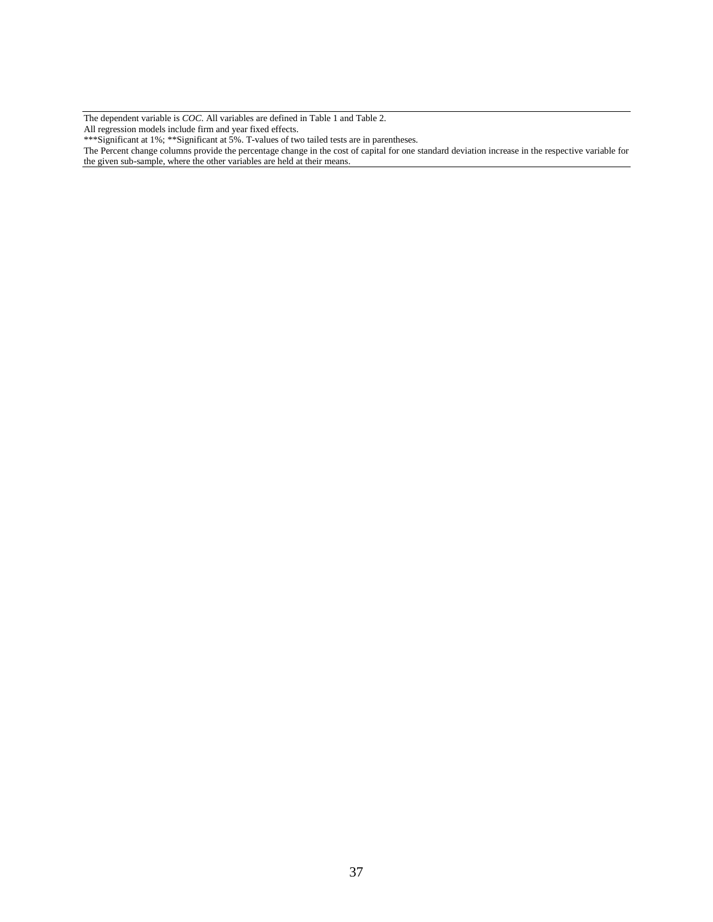The dependent variable is *COC*. All variables are defined in Table 1 and Table 2.

All regression models include firm and year fixed effects.

***Significant at 1%; **Significant at 5%. T-values of two tailed tests are in parentheses.

The Percent change columns provide the percentage change in the cost of capital for one standard deviation increase in the respective variable for the given sub-sample, where the other variables are held at their means.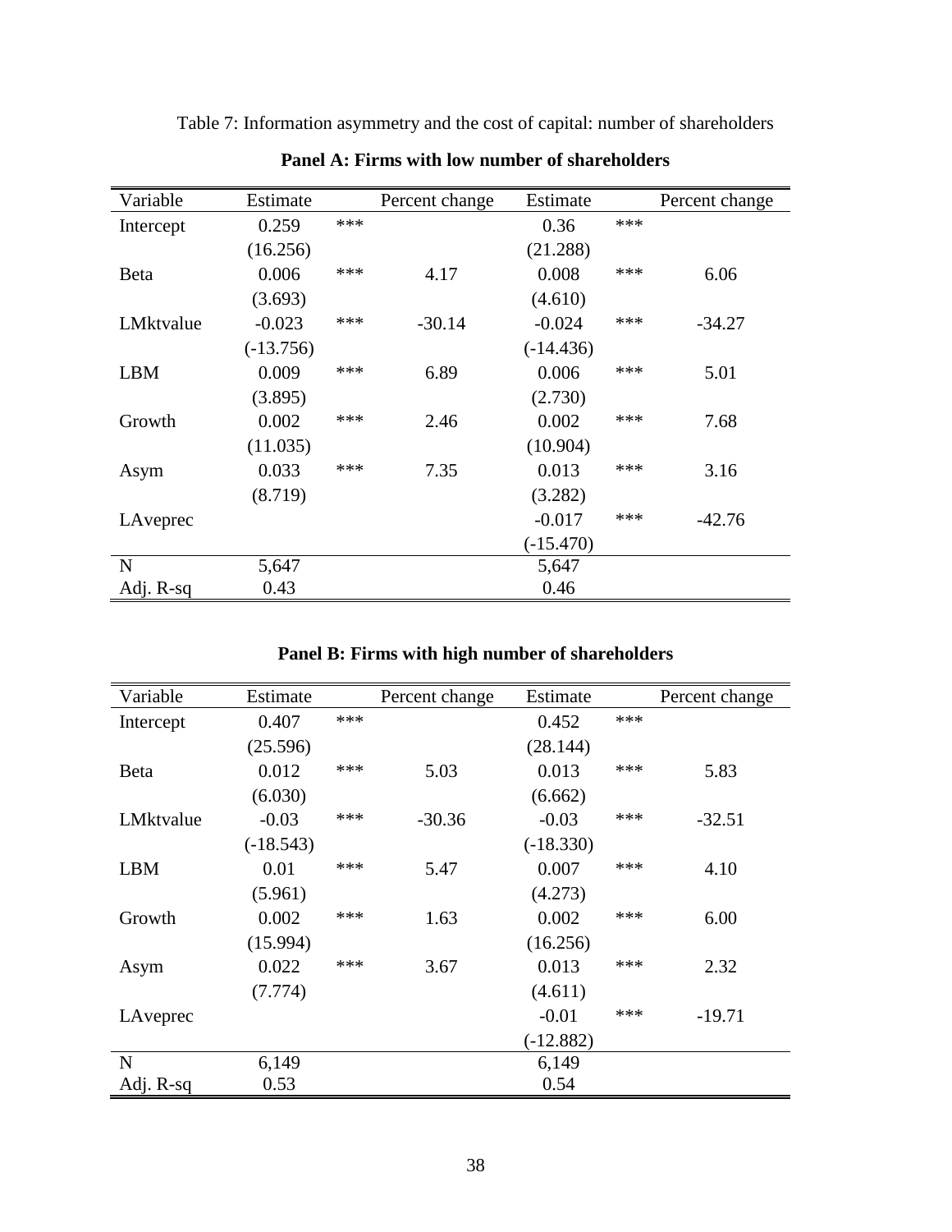Table 7: Information asymmetry and the cost of capital: number of shareholders

**Panel A: Firms with low number of shareholders**

| Variable | Estimate | | Percent change | Estimate | | Percent change |
|---|---|---|---|---|---|---|
| Intercept | 0.259 | *** | | 0.36 | *** | |
| | (16.256) | | | (21.288) | | |
| Beta | 0.006 | *** | 4.17 | 0.008 | *** | 6.06 |
| | (3.693) | | | (4.610) | | |
| LMktvalue | -0.023 | *** | -30.14 | -0.024 | *** | -34.27 |
| | (-13.756) | | | (-14.436) | | |
| LBM | 0.009 | *** | 6.89 | 0.006 | *** | 5.01 |
| | (3.895) | | | (2.730) | | |
| Growth | 0.002 | *** | 2.46 | 0.002 | *** | 7.68 |
| | (11.035) | | | (10.904) | | |
| Asym | 0.033 | *** | 7.35 | 0.013 | *** | 3.16 |
| | (8.719) | | | (3.282) | | |
| LAveprec | | | | -0.017 | *** | -42.76 |
| | | | | (-15.470) | | |
| N | 5,647 | | | 5,647 | | |
| Adj. R-sq | 0.43 | | | 0.46 | | |

**Panel B: Firms with high number of shareholders**

| Variable | Estimate | | Percent change | Estimate | | Percent change |
|---|---|---|---|---|---|---|
| Intercept | 0.407 | *** | | 0.452 | *** | |
| | (25.596) | | | (28.144) | | |
| Beta | 0.012 | *** | 5.03 | 0.013 | *** | 5.83 |
| | (6.030) | | | (6.662) | | |
| LMktvalue | -0.03 | *** | -30.36 | -0.03 | *** | -32.51 |
| | (-18.543) | | | (-18.330) | | |
| LBM | 0.01 | *** | 5.47 | 0.007 | *** | 4.10 |
| | (5.961) | | | (4.273) | | |
| Growth | 0.002 | *** | 1.63 | 0.002 | *** | 6.00 |
| | (15.994) | | | (16.256) | | |
| Asym | 0.022 | *** | 3.67 | 0.013 | *** | 2.32 |
| | (7.774) | | | (4.611) | | |
| LAveprec | | | | -0.01 | *** | -19.71 |
| | | | | (-12.882) | | |
| N | 6,149 | | | 6,149 | | |
| Adj. R-sq | 0.53 | | | 0.54 | | |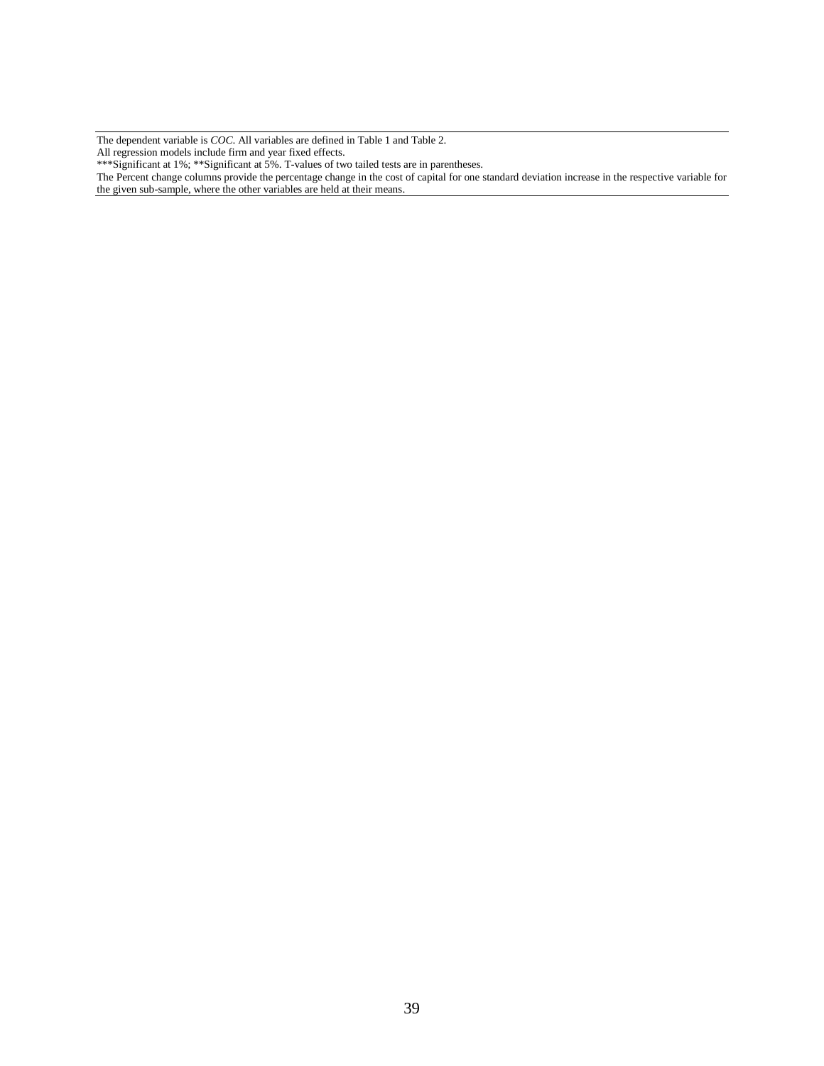The dependent variable is *COC*. All variables are defined in Table 1 and Table 2.

All regression models include firm and year fixed effects.

***Significant at 1%; **Significant at 5%. T-values of two tailed tests are in parentheses.

The Percent change columns provide the percentage change in the cost of capital for one standard deviation increase in the respective variable for the given sub-sample, where the other variables are held at their means.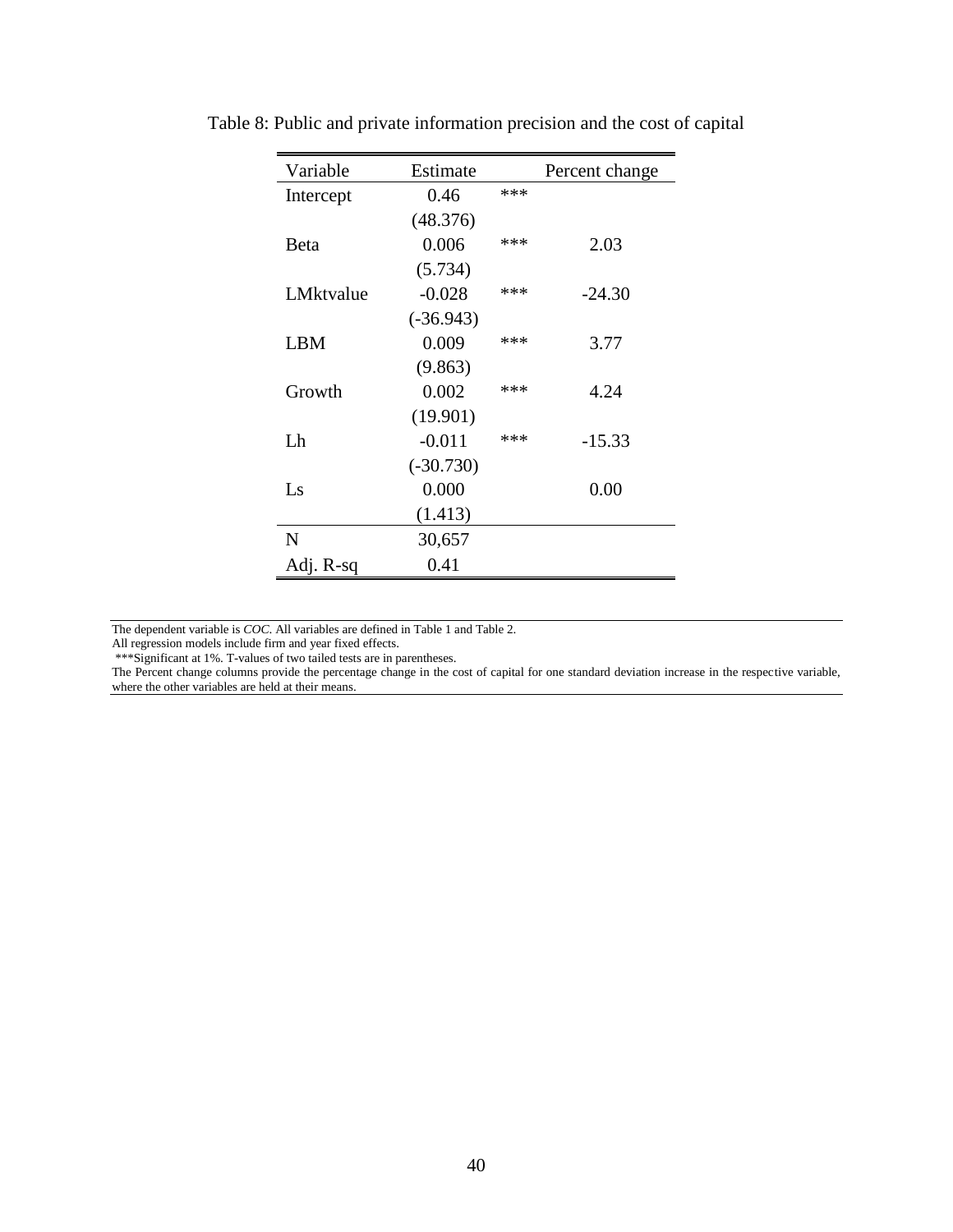Table 8: Public and private information precision and the cost of capital

| Variable | Estimate | | Percent change |
|---|---|---|---|
| Intercept | 0.46 | *** | |
| | (48.376) | | |
| Beta | 0.006 | *** | 2.03 |
| | (5.734) | | |
| LMktvalue | -0.028 | *** | -24.30 |
| | (-36.943) | | |
| LBM | 0.009 | *** | 3.77 |
| | (9.863) | | |
| Growth | 0.002 | *** | 4.24 |
| | (19.901) | | |
| Lh | -0.011 | *** | -15.33 |
| | (-30.730) | | |
| Ls | 0.000 | | 0.00 |
| | (1.413) | | |
| N | 30,657 | | |
| Adj. R-sq | 0.41 | | |

The dependent variable is *COC*. All variables are defined in Table 1 and Table 2.
All regression models include firm and year fixed effects.
***Significant at 1%. T-values of two tailed tests are in parentheses.
The Percent change columns provide the percentage change in the cost of capital for one standard deviation increase in the respective variable, where the other variables are held at their means.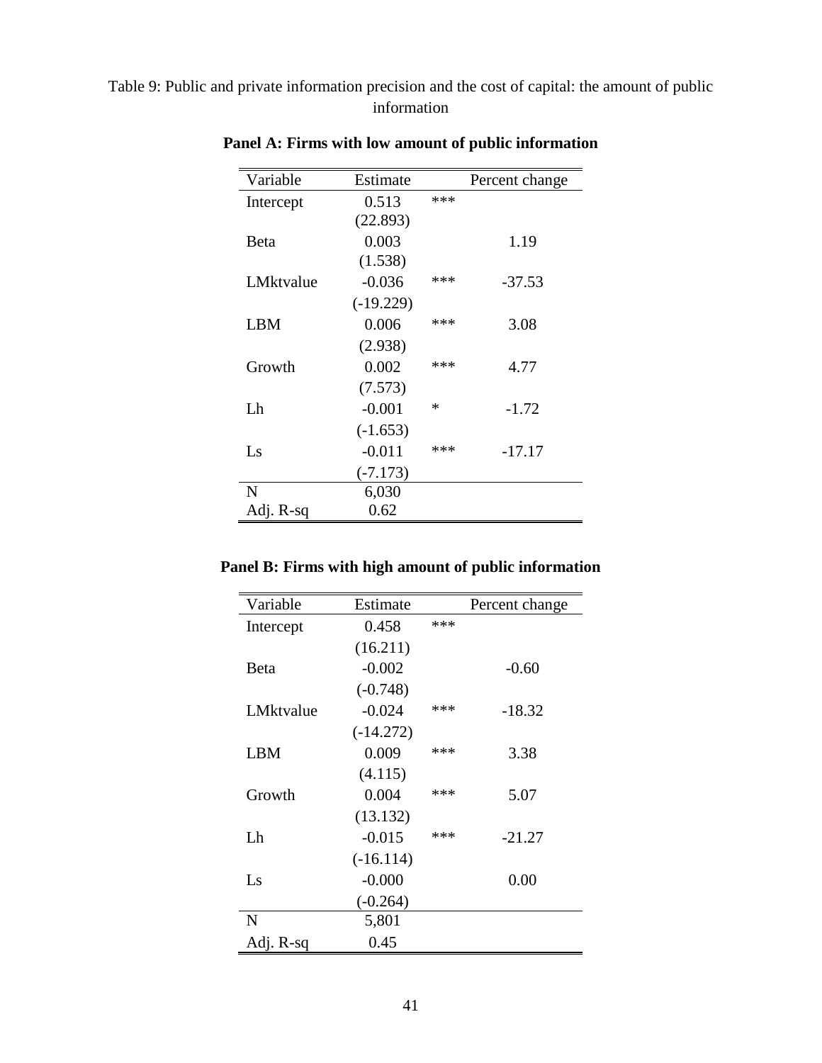Table 9: Public and private information precision and the cost of capital: the amount of public information

**Panel A: Firms with low amount of public information**

| Variable | Estimate | | Percent change |
|---|---|---|---|
| Intercept | 0.513 | *** | |
| | (22.893) | | |
| Beta | 0.003 | | 1.19 |
| | (1.538) | | |
| LMktvalue | -0.036 | *** | -37.53 |
| | (-19.229) | | |
| LBM | 0.006 | *** | 3.08 |
| | (2.938) | | |
| Growth | 0.002 | *** | 4.77 |
| | (7.573) | | |
| Lh | -0.001 | * | -1.72 |
| | (-1.653) | | |
| Ls | -0.011 | *** | -17.17 |
| | (-7.173) | | |
| N | 6,030 | | |
| Adj. R-sq | 0.62 | | |

**Panel B: Firms with high amount of public information**

| Variable | Estimate | | Percent change |
|---|---|---|---|
| Intercept | 0.458 | *** | |
| | (16.211) | | |
| Beta | -0.002 | | -0.60 |
| | (-0.748) | | |
| LMktvalue | -0.024 | *** | -18.32 |
| | (-14.272) | | |
| LBM | 0.009 | *** | 3.38 |
| | (4.115) | | |
| Growth | 0.004 | *** | 5.07 |
| | (13.132) | | |
| Lh | -0.015 | *** | -21.27 |
| | (-16.114) | | |
| Ls | -0.000 | | 0.00 |
| | (-0.264) | | |
| N | 5,801 | | |
| Adj. R-sq | 0.45 | | |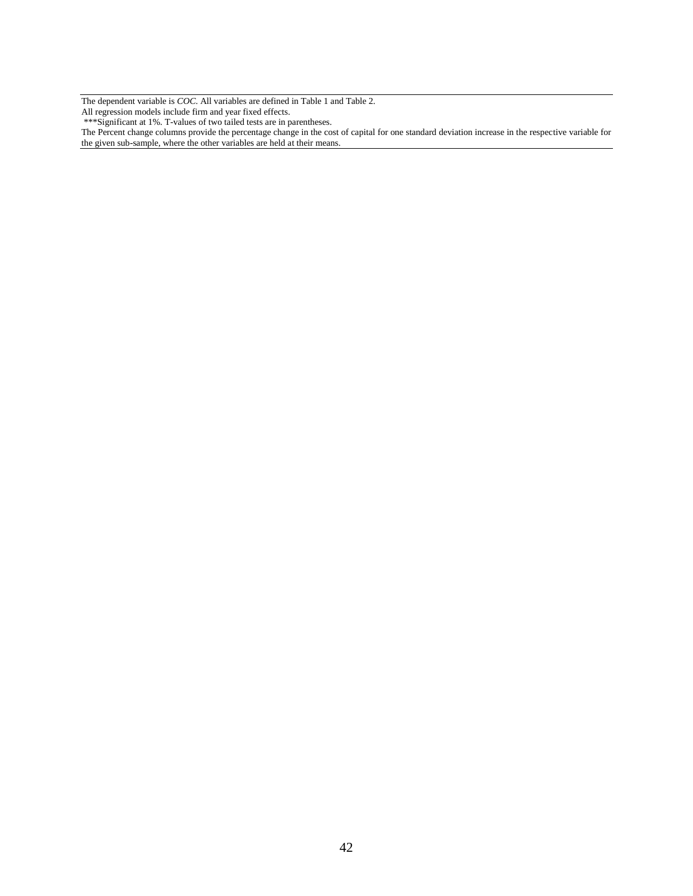The dependent variable is *COC*. All variables are defined in Table 1 and Table 2.
All regression models include firm and year fixed effects.
***Significant at 1%. T-values of two tailed tests are in parentheses.
The Percent change columns provide the percentage change in the cost of capital for one standard deviation increase in the respective variable for the given sub-sample, where the other variables are held at their means.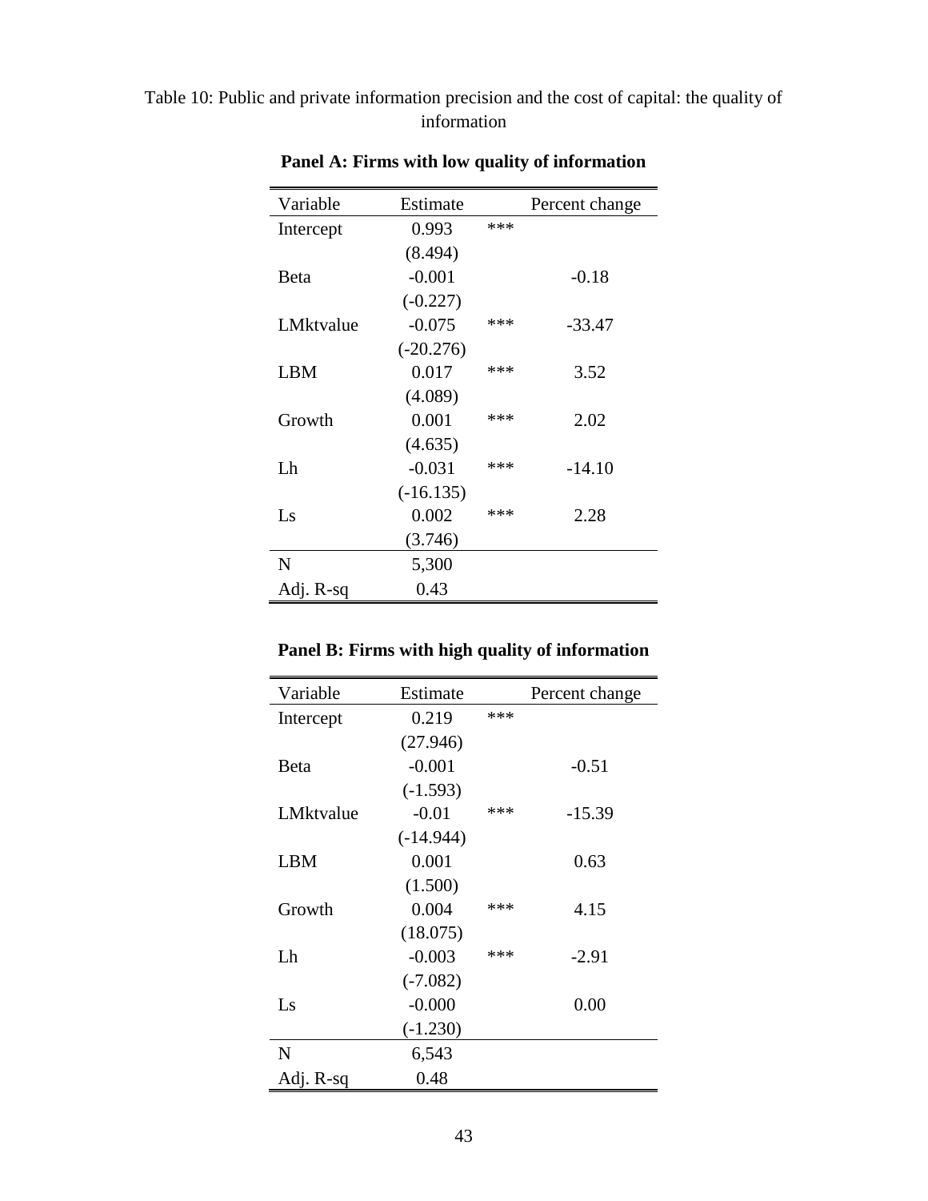Table 10: Public and private information precision and the cost of capital: the quality of information

**Panel A: Firms with low quality of information**

| Variable | Estimate | | Percent change |
|---|---|---|---|
| Intercept | 0.993 | *** | |
| | (8.494) | | |
| Beta | -0.001 | | -0.18 |
| | (-0.227) | | |
| LMktvalue | -0.075 | *** | -33.47 |
| | (-20.276) | | |
| LBM | 0.017 | *** | 3.52 |
| | (4.089) | | |
| Growth | 0.001 | *** | 2.02 |
| | (4.635) | | |
| Lh | -0.031 | *** | -14.10 |
| | (-16.135) | | |
| Ls | 0.002 | *** | 2.28 |
| | (3.746) | | |
| N | 5,300 | | |
| Adj. R-sq | 0.43 | | |

**Panel B: Firms with high quality of information**

| Variable | Estimate | | Percent change |
|---|---|---|---|
| Intercept | 0.219 | *** | |
| | (27.946) | | |
| Beta | -0.001 | | -0.51 |
| | (-1.593) | | |
| LMktvalue | -0.01 | *** | -15.39 |
| | (-14.944) | | |
| LBM | 0.001 | | 0.63 |
| | (1.500) | | |
| Growth | 0.004 | *** | 4.15 |
| | (18.075) | | |
| Lh | -0.003 | *** | -2.91 |
| | (-7.082) | | |
| Ls | -0.000 | | 0.00 |
| | (-1.230) | | |
| N | 6,543 | | |
| Adj. R-sq | 0.48 | | |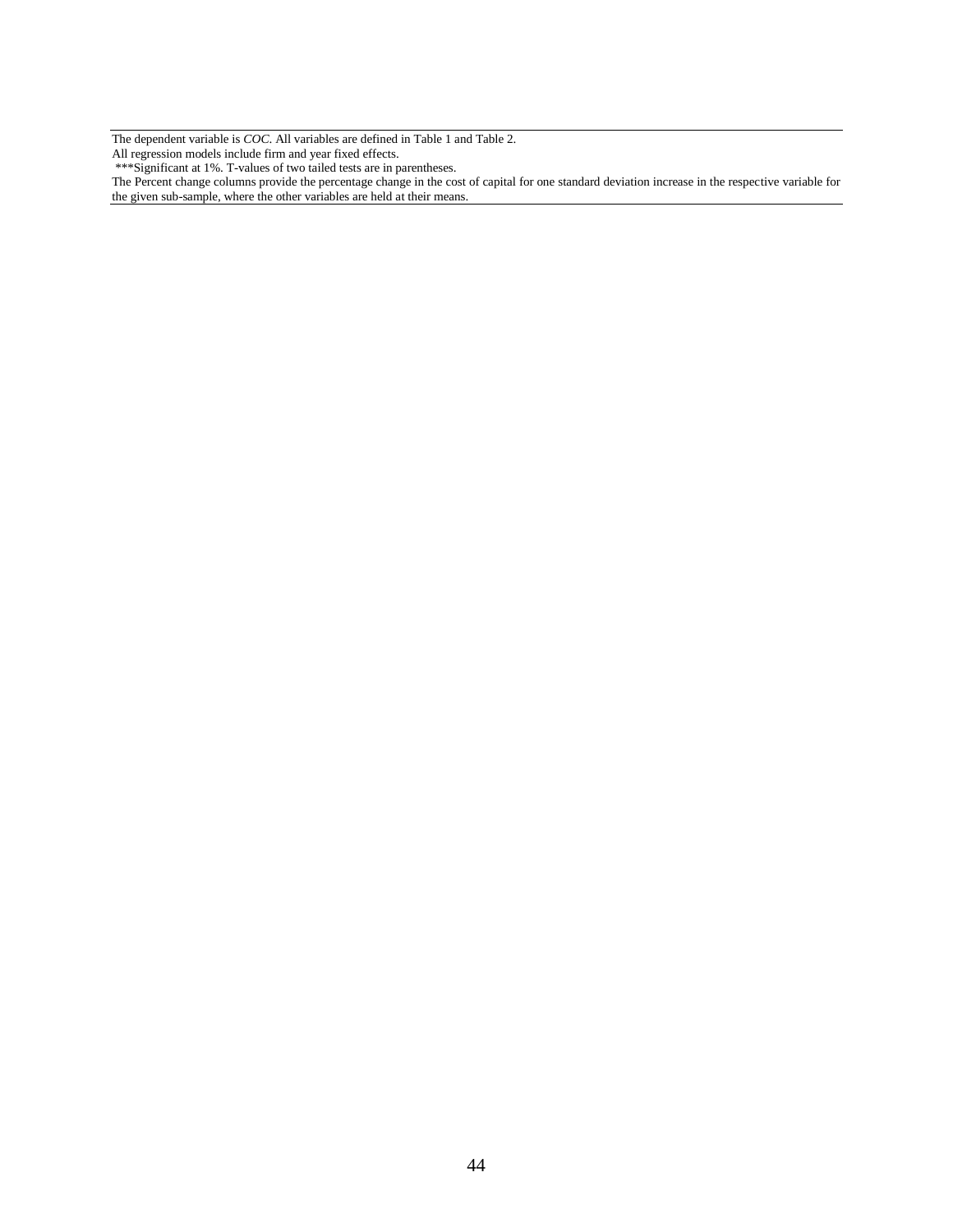The dependent variable is *COC*. All variables are defined in Table 1 and Table 2.
All regression models include firm and year fixed effects.
***Significant at 1%. T-values of two tailed tests are in parentheses.
The Percent change columns provide the percentage change in the cost of capital for one standard deviation increase in the respective variable for the given sub-sample, where the other variables are held at their means.